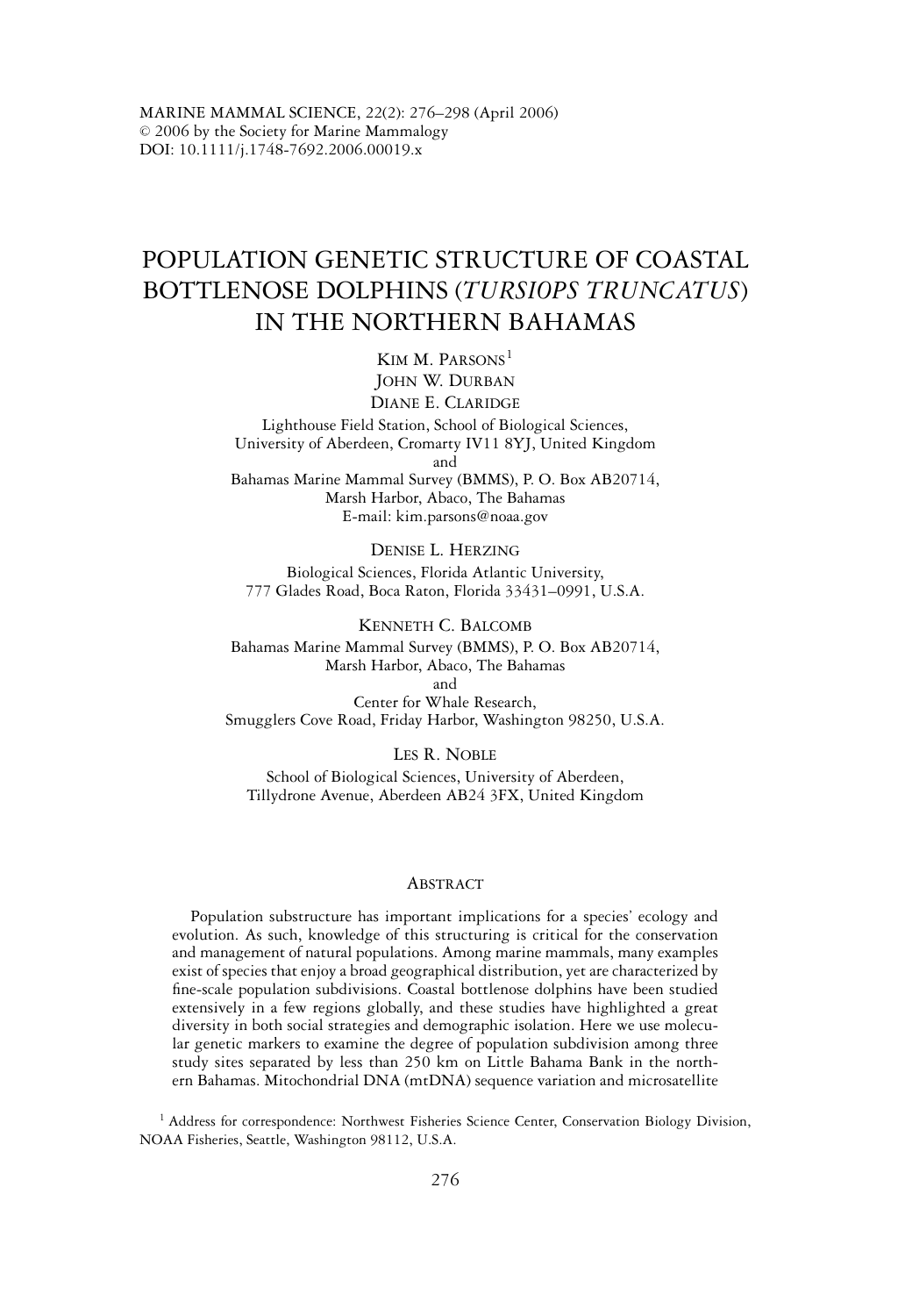MARINE MAMMAL SCIENCE, 22(2): 276–298 (April 2006)
© 2006 by the Society for Marine Mammalogy
DOI: 10.1111/j.1748-7692.2006.00019.x

# POPULATION GENETIC STRUCTURE OF COASTAL BOTTLENOSE DOLPHINS (*TURSIOPS TRUNCATUS*) IN THE NORTHERN BAHAMAS

KIM M. PARSONS[1]
JOHN W. DURBAN
DIANE E. CLARIDGE
Lighthouse Field Station, School of Biological Sciences,
University of Aberdeen, Cromarty IV11 8YJ, United Kingdom
and
Bahamas Marine Mammal Survey (BMMS), P. O. Box AB20714,
Marsh Harbor, Abaco, The Bahamas
E-mail: kim.parsons@noaa.gov

DENISE L. HERZING
Biological Sciences, Florida Atlantic University,
777 Glades Road, Boca Raton, Florida 33431–0991, U.S.A.

KENNETH C. BALCOMB
Bahamas Marine Mammal Survey (BMMS), P. O. Box AB20714,
Marsh Harbor, Abaco, The Bahamas
and
Center for Whale Research,
Smugglers Cove Road, Friday Harbor, Washington 98250, U.S.A.

LES R. NOBLE
School of Biological Sciences, University of Aberdeen,
Tillydrone Avenue, Aberdeen AB24 3FX, United Kingdom

## ABSTRACT

Population substructure has important implications for a species' ecology and evolution. As such, knowledge of this structuring is critical for the conservation and management of natural populations. Among marine mammals, many examples exist of species that enjoy a broad geographical distribution, yet are characterized by fine-scale population subdivisions. Coastal bottlenose dolphins have been studied extensively in a few regions globally, and these studies have highlighted a great diversity in both social strategies and demographic isolation. Here we use molecular genetic markers to examine the degree of population subdivision among three study sites separated by less than 250 km on Little Bahama Bank in the northern Bahamas. Mitochondrial DNA (mtDNA) sequence variation and microsatellite

[1] Address for correspondence: Northwest Fisheries Science Center, Conservation Biology Division, NOAA Fisheries, Seattle, Washington 98112, U.S.A.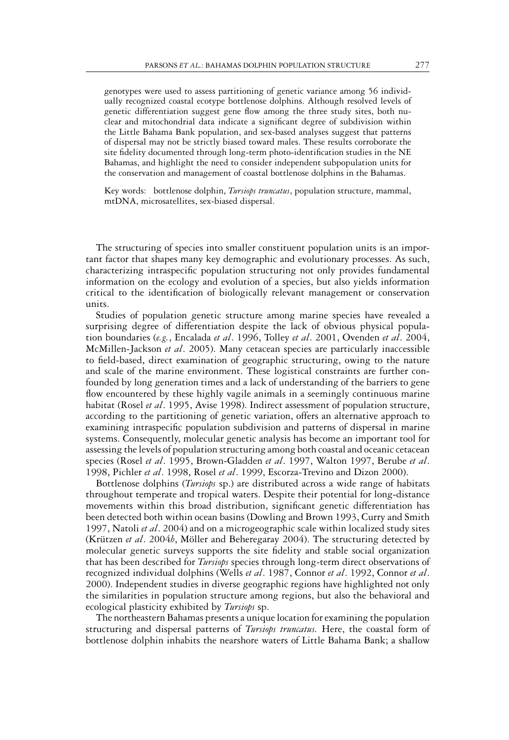genotypes were used to assess partitioning of genetic variance among 56 individually recognized coastal ecotype bottlenose dolphins. Although resolved levels of genetic differentiation suggest gene flow among the three study sites, both nuclear and mitochondrial data indicate a significant degree of subdivision within the Little Bahama Bank population, and sex-based analyses suggest that patterns of dispersal may not be strictly biased toward males. These results corroborate the site fidelity documented through long-term photo-identification studies in the NE Bahamas, and highlight the need to consider independent subpopulation units for the conservation and management of coastal bottlenose dolphins in the Bahamas.

Key words: bottlenose dolphin, *Tursiops truncatus*, population structure, mammal, mtDNA, microsatellites, sex-biased dispersal.

The structuring of species into smaller constituent population units is an important factor that shapes many key demographic and evolutionary processes. As such, characterizing intraspecific population structuring not only provides fundamental information on the ecology and evolution of a species, but also yields information critical to the identification of biologically relevant management or conservation units.

Studies of population genetic structure among marine species have revealed a surprising degree of differentiation despite the lack of obvious physical population boundaries (*e.g.*, Encalada *et al*. 1996, Tolley *et al*. 2001, Ovenden *et al*. 2004, McMillen-Jackson *et al*. 2005). Many cetacean species are particularly inaccessible to field-based, direct examination of geographic structuring, owing to the nature and scale of the marine environment. These logistical constraints are further confounded by long generation times and a lack of understanding of the barriers to gene flow encountered by these highly vagile animals in a seemingly continuous marine habitat (Rosel *et al*. 1995, Avise 1998). Indirect assessment of population structure, according to the partitioning of genetic variation, offers an alternative approach to examining intraspecific population subdivision and patterns of dispersal in marine systems. Consequently, molecular genetic analysis has become an important tool for assessing the levels of population structuring among both coastal and oceanic cetacean species (Rosel *et al*. 1995, Brown-Gladden *et al*. 1997, Walton 1997, Berube *et al*. 1998, Pichler *et al*. 1998, Rosel *et al*. 1999, Escorza-Trevino and Dizon 2000).

Bottlenose dolphins (*Tursiops* sp.) are distributed across a wide range of habitats throughout temperate and tropical waters. Despite their potential for long-distance movements within this broad distribution, significant genetic differentiation has been detected both within ocean basins (Dowling and Brown 1993, Curry and Smith 1997, Natoli *et al*. 2004) and on a microgeographic scale within localized study sites (Krützen *et al*. 2004*b*, Möller and Beheregaray 2004). The structuring detected by molecular genetic surveys supports the site fidelity and stable social organization that has been described for *Tursiops* species through long-term direct observations of recognized individual dolphins (Wells *et al*. 1987, Connor *et al*. 1992, Connor *et al*. 2000). Independent studies in diverse geographic regions have highlighted not only the similarities in population structure among regions, but also the behavioral and ecological plasticity exhibited by *Tursiops* sp.

The northeastern Bahamas presents a unique location for examining the population structuring and dispersal patterns of *Tursiops truncatus.* Here, the coastal form of bottlenose dolphin inhabits the nearshore waters of Little Bahama Bank; a shallow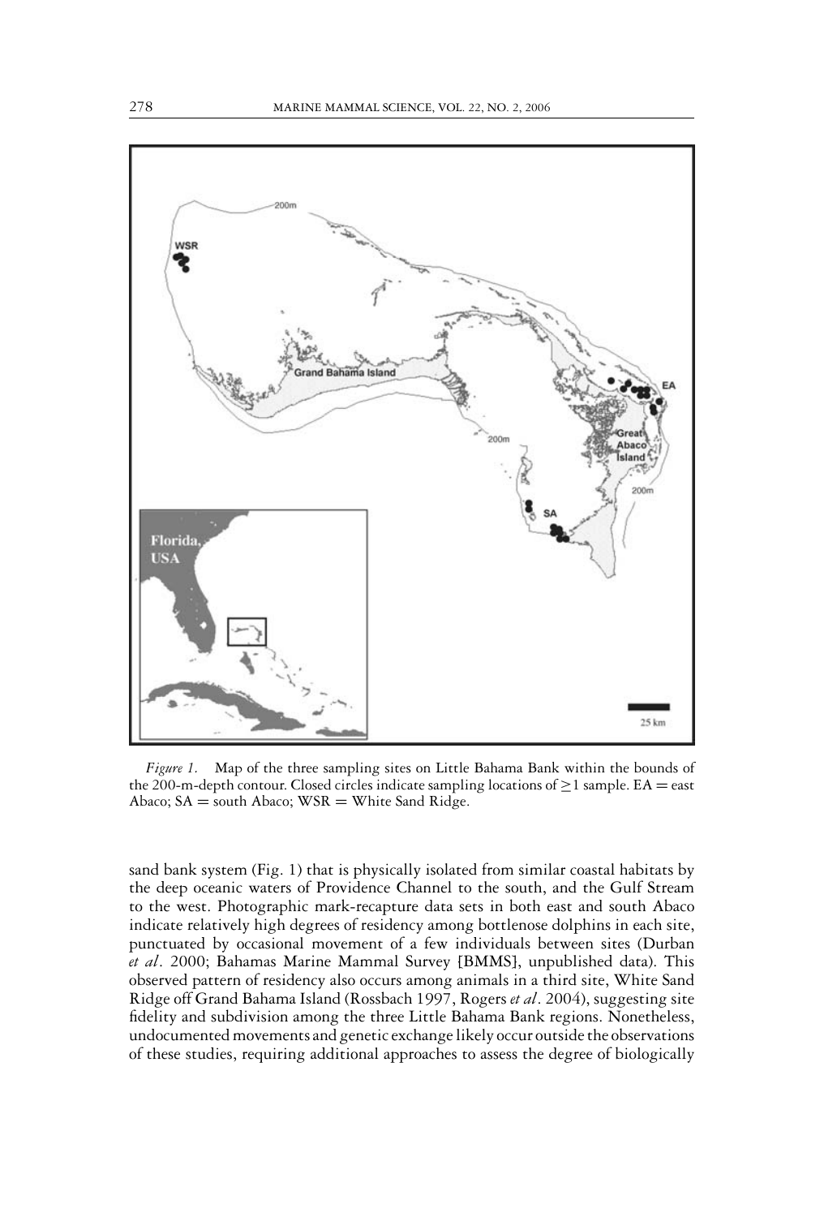*Figure 1.* Map of the three sampling sites on Little Bahama Bank within the bounds of the 200-m-depth contour. Closed circles indicate sampling locations of ≥1 sample. EA = east Abaco; SA = south Abaco; WSR = White Sand Ridge.

sand bank system (Fig. 1) that is physically isolated from similar coastal habitats by the deep oceanic waters of Providence Channel to the south, and the Gulf Stream to the west. Photographic mark-recapture data sets in both east and south Abaco indicate relatively high degrees of residency among bottlenose dolphins in each site, punctuated by occasional movement of a few individuals between sites (Durban *et al*. 2000; Bahamas Marine Mammal Survey [BMMS], unpublished data). This observed pattern of residency also occurs among animals in a third site, White Sand Ridge off Grand Bahama Island (Rossbach 1997, Rogers *et al*. 2004), suggesting site fidelity and subdivision among the three Little Bahama Bank regions. Nonetheless, undocumented movements and genetic exchange likely occur outside the observations of these studies, requiring additional approaches to assess the degree of biologically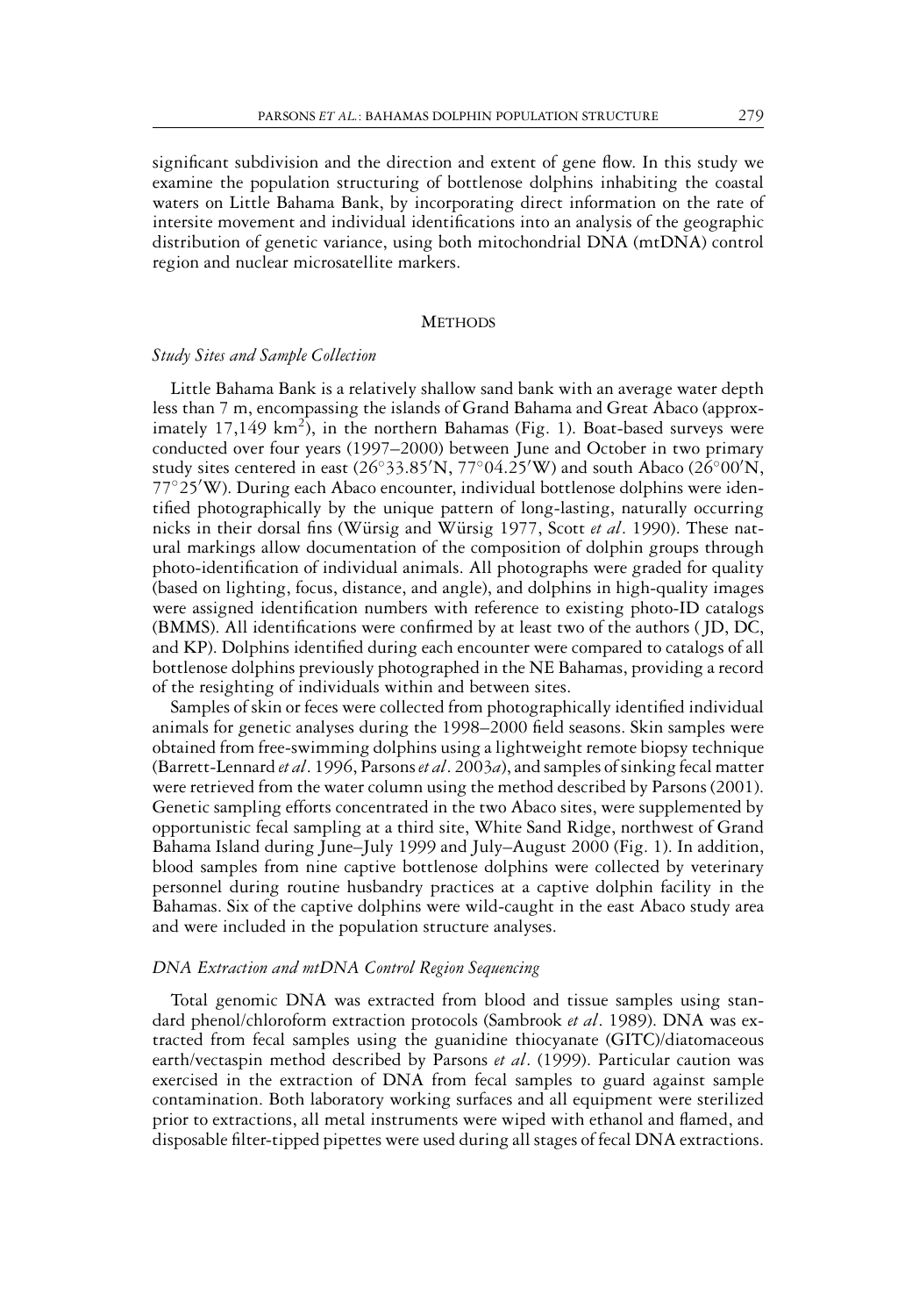significant subdivision and the direction and extent of gene flow. In this study we examine the population structuring of bottlenose dolphins inhabiting the coastal waters on Little Bahama Bank, by incorporating direct information on the rate of intersite movement and individual identifications into an analysis of the geographic distribution of genetic variance, using both mitochondrial DNA (mtDNA) control region and nuclear microsatellite markers.

## Methods

### *Study Sites and Sample Collection*

Little Bahama Bank is a relatively shallow sand bank with an average water depth less than 7 m, encompassing the islands of Grand Bahama and Great Abaco (approximately 17,149 km$^2$), in the northern Bahamas (Fig. 1). Boat-based surveys were conducted over four years (1997–2000) between June and October in two primary study sites centered in east (26°33.85′N, 77°04.25′W) and south Abaco (26°00′N, 77°25′W). During each Abaco encounter, individual bottlenose dolphins were identified photographically by the unique pattern of long-lasting, naturally occurring nicks in their dorsal fins (Würsig and Würsig 1977, Scott *et al*. 1990). These natural markings allow documentation of the composition of dolphin groups through photo-identification of individual animals. All photographs were graded for quality (based on lighting, focus, distance, and angle), and dolphins in high-quality images were assigned identification numbers with reference to existing photo-ID catalogs (BMMS). All identifications were confirmed by at least two of the authors (JD, DC, and KP). Dolphins identified during each encounter were compared to catalogs of all bottlenose dolphins previously photographed in the NE Bahamas, providing a record of the resighting of individuals within and between sites.

Samples of skin or feces were collected from photographically identified individual animals for genetic analyses during the 1998–2000 field seasons. Skin samples were obtained from free-swimming dolphins using a lightweight remote biopsy technique (Barrett-Lennard *et al*. 1996, Parsons *et al*. 2003*a*), and samples of sinking fecal matter were retrieved from the water column using the method described by Parsons (2001). Genetic sampling efforts concentrated in the two Abaco sites, were supplemented by opportunistic fecal sampling at a third site, White Sand Ridge, northwest of Grand Bahama Island during June–July 1999 and July–August 2000 (Fig. 1). In addition, blood samples from nine captive bottlenose dolphins were collected by veterinary personnel during routine husbandry practices at a captive dolphin facility in the Bahamas. Six of the captive dolphins were wild-caught in the east Abaco study area and were included in the population structure analyses.

### *DNA Extraction and mtDNA Control Region Sequencing*

Total genomic DNA was extracted from blood and tissue samples using standard phenol/chloroform extraction protocols (Sambrook *et al*. 1989). DNA was extracted from fecal samples using the guanidine thiocyanate (GITC)/diatomaceous earth/vectaspin method described by Parsons *et al*. (1999). Particular caution was exercised in the extraction of DNA from fecal samples to guard against sample contamination. Both laboratory working surfaces and all equipment were sterilized prior to extractions, all metal instruments were wiped with ethanol and flamed, and disposable filter-tipped pipettes were used during all stages of fecal DNA extractions.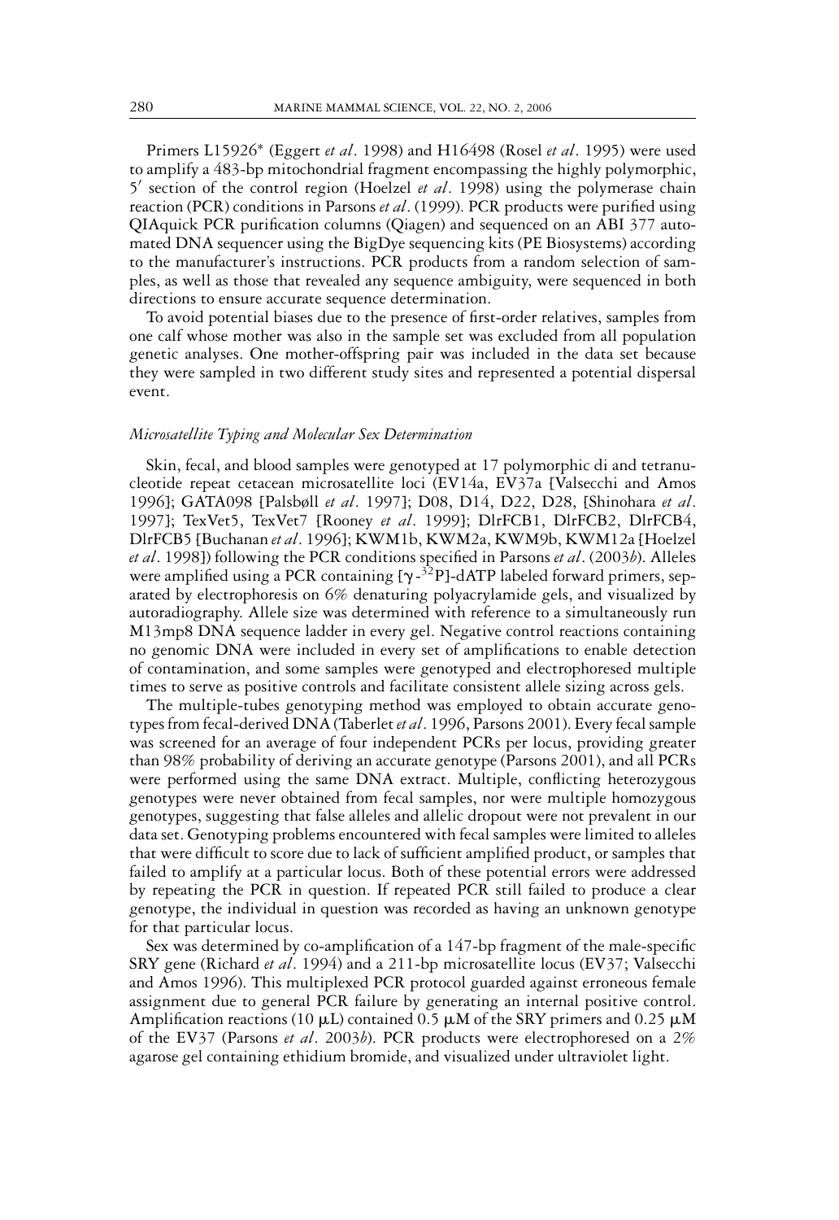Primers L15926* (Eggert *et al*. 1998) and H16498 (Rosel *et al*. 1995) were used to amplify a 483-bp mitochondrial fragment encompassing the highly polymorphic, 5′ section of the control region (Hoelzel *et al*. 1998) using the polymerase chain reaction (PCR) conditions in Parsons *et al*. (1999). PCR products were purified using QIAquick PCR purification columns (Qiagen) and sequenced on an ABI 377 automated DNA sequencer using the BigDye sequencing kits (PE Biosystems) according to the manufacturer's instructions. PCR products from a random selection of samples, as well as those that revealed any sequence ambiguity, were sequenced in both directions to ensure accurate sequence determination.

To avoid potential biases due to the presence of first-order relatives, samples from one calf whose mother was also in the sample set was excluded from all population genetic analyses. One mother-offspring pair was included in the data set because they were sampled in two different study sites and represented a potential dispersal event.

### *Microsatellite Typing and Molecular Sex Determination*

Skin, fecal, and blood samples were genotyped at 17 polymorphic di and tetranucleotide repeat cetacean microsatellite loci (EV14a, EV37a [Valsecchi and Amos 1996]; GATA098 [Palsbøll *et al*. 1997]; D08, D14, D22, D28, [Shinohara *et al*. 1997]; TexVet5, TexVet7 [Rooney *et al*. 1999]; DlrFCB1, DlrFCB2, DlrFCB4, DlrFCB5 [Buchanan *et al*. 1996]; KWM1b, KWM2a, KWM9b, KWM12a [Hoelzel *et al*. 1998]) following the PCR conditions specified in Parsons *et al*. (2003*b*). Alleles were amplified using a PCR containing [$\gamma$-$^{32}$P]-dATP labeled forward primers, separated by electrophoresis on 6% denaturing polyacrylamide gels, and visualized by autoradiography. Allele size was determined with reference to a simultaneously run M13mp8 DNA sequence ladder in every gel. Negative control reactions containing no genomic DNA were included in every set of amplifications to enable detection of contamination, and some samples were genotyped and electrophoresed multiple times to serve as positive controls and facilitate consistent allele sizing across gels.

The multiple-tubes genotyping method was employed to obtain accurate genotypes from fecal-derived DNA (Taberlet *et al*. 1996, Parsons 2001). Every fecal sample was screened for an average of four independent PCRs per locus, providing greater than 98% probability of deriving an accurate genotype (Parsons 2001), and all PCRs were performed using the same DNA extract. Multiple, conflicting heterozygous genotypes were never obtained from fecal samples, nor were multiple homozygous genotypes, suggesting that false alleles and allelic dropout were not prevalent in our data set. Genotyping problems encountered with fecal samples were limited to alleles that were difficult to score due to lack of sufficient amplified product, or samples that failed to amplify at a particular locus. Both of these potential errors were addressed by repeating the PCR in question. If repeated PCR still failed to produce a clear genotype, the individual in question was recorded as having an unknown genotype for that particular locus.

Sex was determined by co-amplification of a 147-bp fragment of the male-specific SRY gene (Richard *et al*. 1994) and a 211-bp microsatellite locus (EV37; Valsecchi and Amos 1996). This multiplexed PCR protocol guarded against erroneous female assignment due to general PCR failure by generating an internal positive control. Amplification reactions (10 $\mu$L) contained 0.5 $\mu$M of the SRY primers and 0.25 $\mu$M of the EV37 (Parsons *et al*. 2003*b*). PCR products were electrophoresed on a 2% agarose gel containing ethidium bromide, and visualized under ultraviolet light.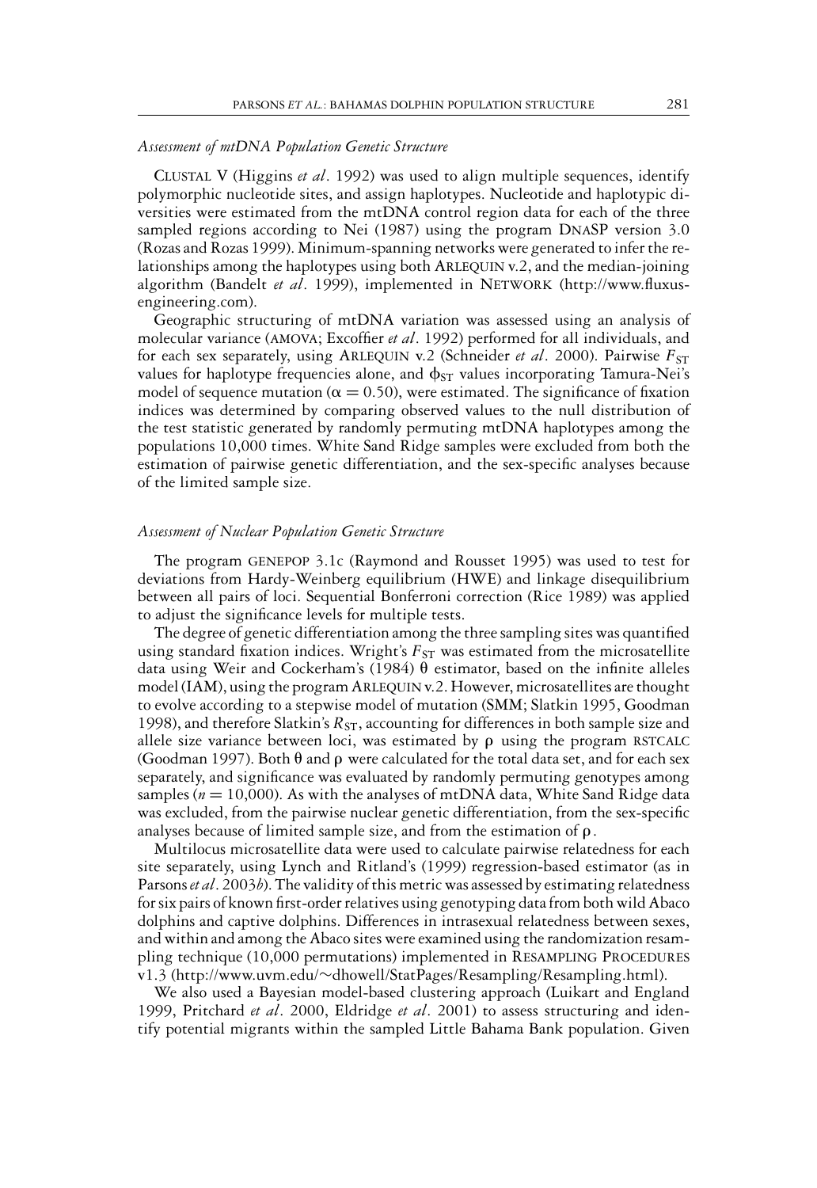### *Assessment of mtDNA Population Genetic Structure*

CLUSTAL V (Higgins *et al*. 1992) was used to align multiple sequences, identify polymorphic nucleotide sites, and assign haplotypes. Nucleotide and haplotypic diversities were estimated from the mtDNA control region data for each of the three sampled regions according to Nei (1987) using the program DNASP version 3.0 (Rozas and Rozas 1999). Minimum-spanning networks were generated to infer the relationships among the haplotypes using both ARLEQUIN v.2, and the median-joining algorithm (Bandelt *et al*. 1999), implemented in NETWORK (http://www.fluxus-engineering.com).

Geographic structuring of mtDNA variation was assessed using an analysis of molecular variance (AMOVA; Excoffier *et al*. 1992) performed for all individuals, and for each sex separately, using ARLEQUIN v.2 (Schneider *et al*. 2000). Pairwise $F_{ST}$ values for haplotype frequencies alone, and $\phi_{ST}$ values incorporating Tamura-Nei's model of sequence mutation ($\alpha = 0.50$), were estimated. The significance of fixation indices was determined by comparing observed values to the null distribution of the test statistic generated by randomly permuting mtDNA haplotypes among the populations 10,000 times. White Sand Ridge samples were excluded from both the estimation of pairwise genetic differentiation, and the sex-specific analyses because of the limited sample size.

### *Assessment of Nuclear Population Genetic Structure*

The program GENEPOP 3.1c (Raymond and Rousset 1995) was used to test for deviations from Hardy-Weinberg equilibrium (HWE) and linkage disequilibrium between all pairs of loci. Sequential Bonferroni correction (Rice 1989) was applied to adjust the significance levels for multiple tests.

The degree of genetic differentiation among the three sampling sites was quantified using standard fixation indices. Wright's $F_{ST}$ was estimated from the microsatellite data using Weir and Cockerham's (1984) $\theta$ estimator, based on the infinite alleles model (IAM), using the program ARLEQUIN v.2. However, microsatellites are thought to evolve according to a stepwise model of mutation (SMM; Slatkin 1995, Goodman 1998), and therefore Slatkin's $R_{ST}$, accounting for differences in both sample size and allele size variance between loci, was estimated by $\rho$ using the program RSTCALC (Goodman 1997). Both $\theta$ and $\rho$ were calculated for the total data set, and for each sex separately, and significance was evaluated by randomly permuting genotypes among samples ($n = 10{,}000$). As with the analyses of mtDNA data, White Sand Ridge data was excluded, from the pairwise nuclear genetic differentiation, from the sex-specific analyses because of limited sample size, and from the estimation of $\rho$.

Multilocus microsatellite data were used to calculate pairwise relatedness for each site separately, using Lynch and Ritland's (1999) regression-based estimator (as in Parsons *et al*. 2003*b*). The validity of this metric was assessed by estimating relatedness for six pairs of known first-order relatives using genotyping data from both wild Abaco dolphins and captive dolphins. Differences in intrasexual relatedness between sexes, and within and among the Abaco sites were examined using the randomization resampling technique (10,000 permutations) implemented in RESAMPLING PROCEDURES v1.3 (http://www.uvm.edu/~dhowell/StatPages/Resampling/Resampling.html).

We also used a Bayesian model-based clustering approach (Luikart and England 1999, Pritchard *et al*. 2000, Eldridge *et al*. 2001) to assess structuring and identify potential migrants within the sampled Little Bahama Bank population. Given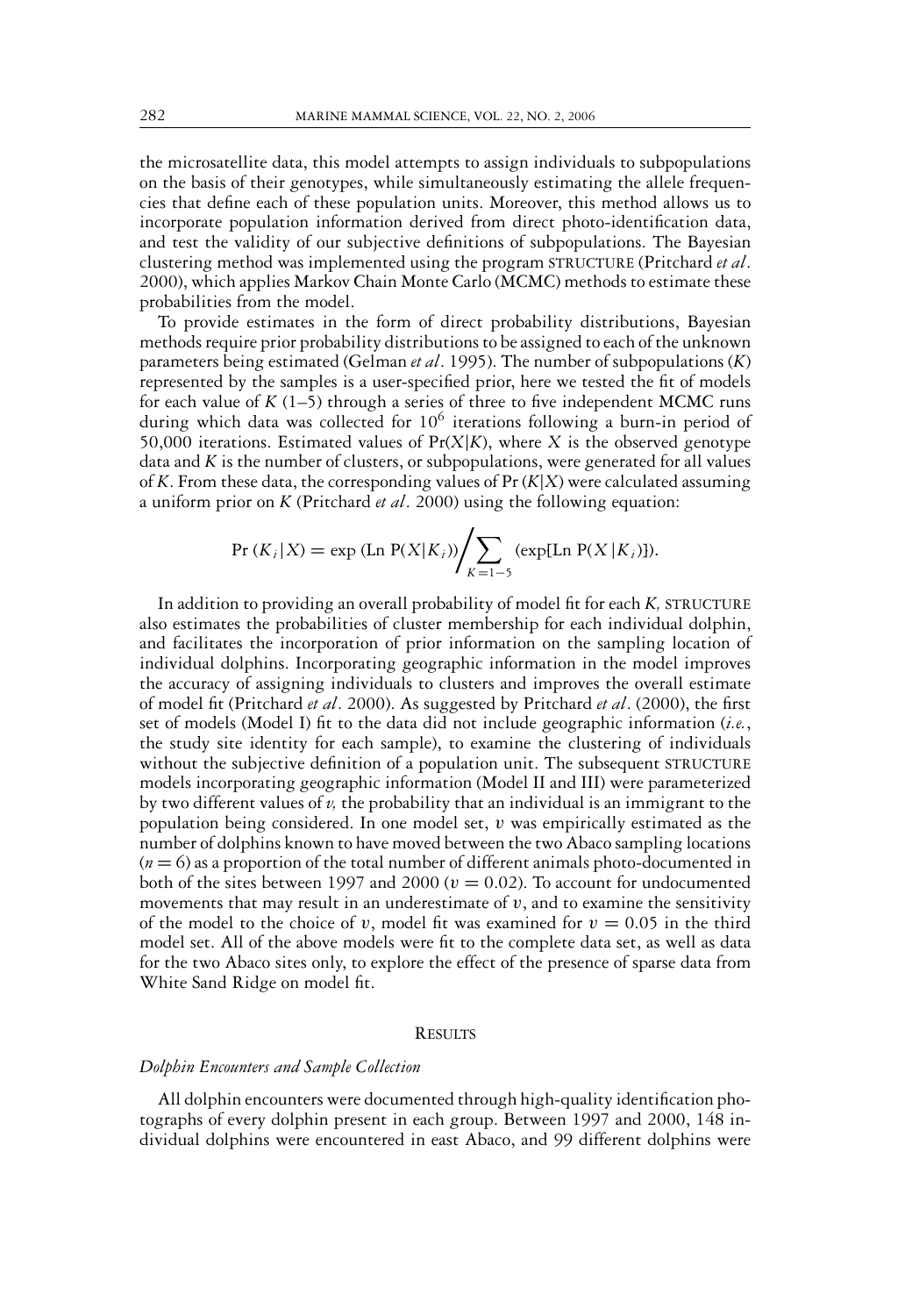the microsatellite data, this model attempts to assign individuals to subpopulations on the basis of their genotypes, while simultaneously estimating the allele frequencies that define each of these population units. Moreover, this method allows us to incorporate population information derived from direct photo-identification data, and test the validity of our subjective definitions of subpopulations. The Bayesian clustering method was implemented using the program STRUCTURE (Pritchard *et al*. 2000), which applies Markov Chain Monte Carlo (MCMC) methods to estimate these probabilities from the model.

To provide estimates in the form of direct probability distributions, Bayesian methods require prior probability distributions to be assigned to each of the unknown parameters being estimated (Gelman *et al*. 1995). The number of subpopulations ($K$) represented by the samples is a user-specified prior, here we tested the fit of models for each value of $K$ (1–5) through a series of three to five independent MCMC runs during which data was collected for $10^6$ iterations following a burn-in period of 50,000 iterations. Estimated values of $\Pr(X|K)$, where $X$ is the observed genotype data and $K$ is the number of clusters, or subpopulations, were generated for all values of $K$. From these data, the corresponding values of $\Pr(K|X)$ were calculated assuming a uniform prior on $K$ (Pritchard *et al*. 2000) using the following equation:

$$\Pr(K_i|X) = \exp(\text{Ln } P(X|K_i)) \Big/ \sum_{K=1-5} (\exp[\text{Ln } P(X|K_i)]).$$

In addition to providing an overall probability of model fit for each $K$, STRUCTURE also estimates the probabilities of cluster membership for each individual dolphin, and facilitates the incorporation of prior information on the sampling location of individual dolphins. Incorporating geographic information in the model improves the accuracy of assigning individuals to clusters and improves the overall estimate of model fit (Pritchard *et al*. 2000). As suggested by Pritchard *et al*. (2000), the first set of models (Model I) fit to the data did not include geographic information (*i.e.*, the study site identity for each sample), to examine the clustering of individuals without the subjective definition of a population unit. The subsequent STRUCTURE models incorporating geographic information (Model II and III) were parameterized by two different values of $v$, the probability that an individual is an immigrant to the population being considered. In one model set, $v$ was empirically estimated as the number of dolphins known to have moved between the two Abaco sampling locations ($n = 6$) as a proportion of the total number of different animals photo-documented in both of the sites between 1997 and 2000 ($v = 0.02$). To account for undocumented movements that may result in an underestimate of $v$, and to examine the sensitivity of the model to the choice of $v$, model fit was examined for $v = 0.05$ in the third model set. All of the above models were fit to the complete data set, as well as data for the two Abaco sites only, to explore the effect of the presence of sparse data from White Sand Ridge on model fit.

## Results

### *Dolphin Encounters and Sample Collection*

All dolphin encounters were documented through high-quality identification photographs of every dolphin present in each group. Between 1997 and 2000, 148 individual dolphins were encountered in east Abaco, and 99 different dolphins were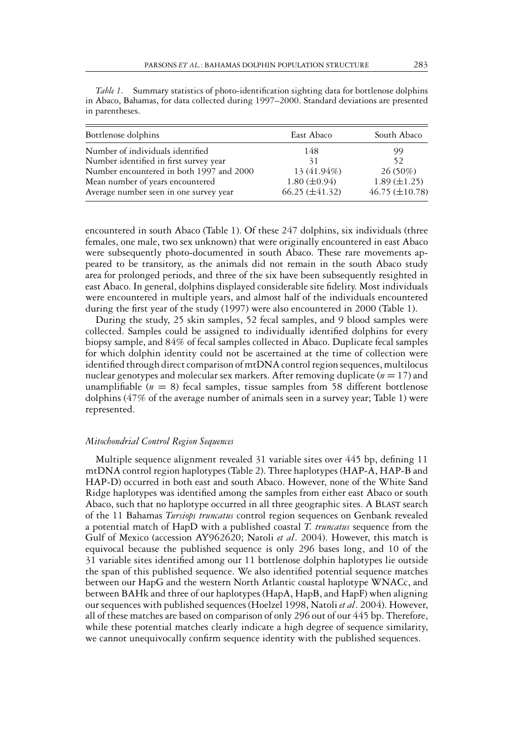*Table 1.* Summary statistics of photo-identification sighting data for bottlenose dolphins in Abaco, Bahamas, for data collected during 1997–2000. Standard deviations are presented in parentheses.

| Bottlenose dolphins | East Abaco | South Abaco |
|---|---|---|
| Number of individuals identified | 148 | 99 |
| Number identified in first survey year | 31 | 52 |
| Number encountered in both 1997 and 2000 | 13 (41.94%) | 26 (50%) |
| Mean number of years encountered | 1.80 (±0.94) | 1.89 (±1.25) |
| Average number seen in one survey year | 66.25 (±41.32) | 46.75 (±10.78) |

encountered in south Abaco (Table 1). Of these 247 dolphins, six individuals (three females, one male, two sex unknown) that were originally encountered in east Abaco were subsequently photo-documented in south Abaco. These rare movements appeared to be transitory, as the animals did not remain in the south Abaco study area for prolonged periods, and three of the six have been subsequently resighted in east Abaco. In general, dolphins displayed considerable site fidelity. Most individuals were encountered in multiple years, and almost half of the individuals encountered during the first year of the study (1997) were also encountered in 2000 (Table 1).

During the study, 25 skin samples, 52 fecal samples, and 9 blood samples were collected. Samples could be assigned to individually identified dolphins for every biopsy sample, and 84% of fecal samples collected in Abaco. Duplicate fecal samples for which dolphin identity could not be ascertained at the time of collection were identified through direct comparison of mtDNA control region sequences, multilocus nuclear genotypes and molecular sex markers. After removing duplicate ($n = 17$) and unamplifiable ($n = 8$) fecal samples, tissue samples from 58 different bottlenose dolphins (47% of the average number of animals seen in a survey year; Table 1) were represented.

### *Mitochondrial Control Region Sequences*

Multiple sequence alignment revealed 31 variable sites over 445 bp, defining 11 mtDNA control region haplotypes (Table 2). Three haplotypes (HAP-A, HAP-B and HAP-D) occurred in both east and south Abaco. However, none of the White Sand Ridge haplotypes was identified among the samples from either east Abaco or south Abaco, such that no haplotype occurred in all three geographic sites. A BLAST search of the 11 Bahamas *Tursiops truncatus* control region sequences on Genbank revealed a potential match of HapD with a published coastal *T. truncatus* sequence from the Gulf of Mexico (accession AY962620; Natoli *et al*. 2004). However, this match is equivocal because the published sequence is only 296 bases long, and 10 of the 31 variable sites identified among our 11 bottlenose dolphin haplotypes lie outside the span of this published sequence. We also identified potential sequence matches between our HapG and the western North Atlantic coastal haplotype WNACc, and between BAHk and three of our haplotypes (HapA, HapB, and HapF) when aligning our sequences with published sequences (Hoelzel 1998, Natoli *et al*. 2004). However, all of these matches are based on comparison of only 296 out of our 445 bp. Therefore, while these potential matches clearly indicate a high degree of sequence similarity, we cannot unequivocally confirm sequence identity with the published sequences.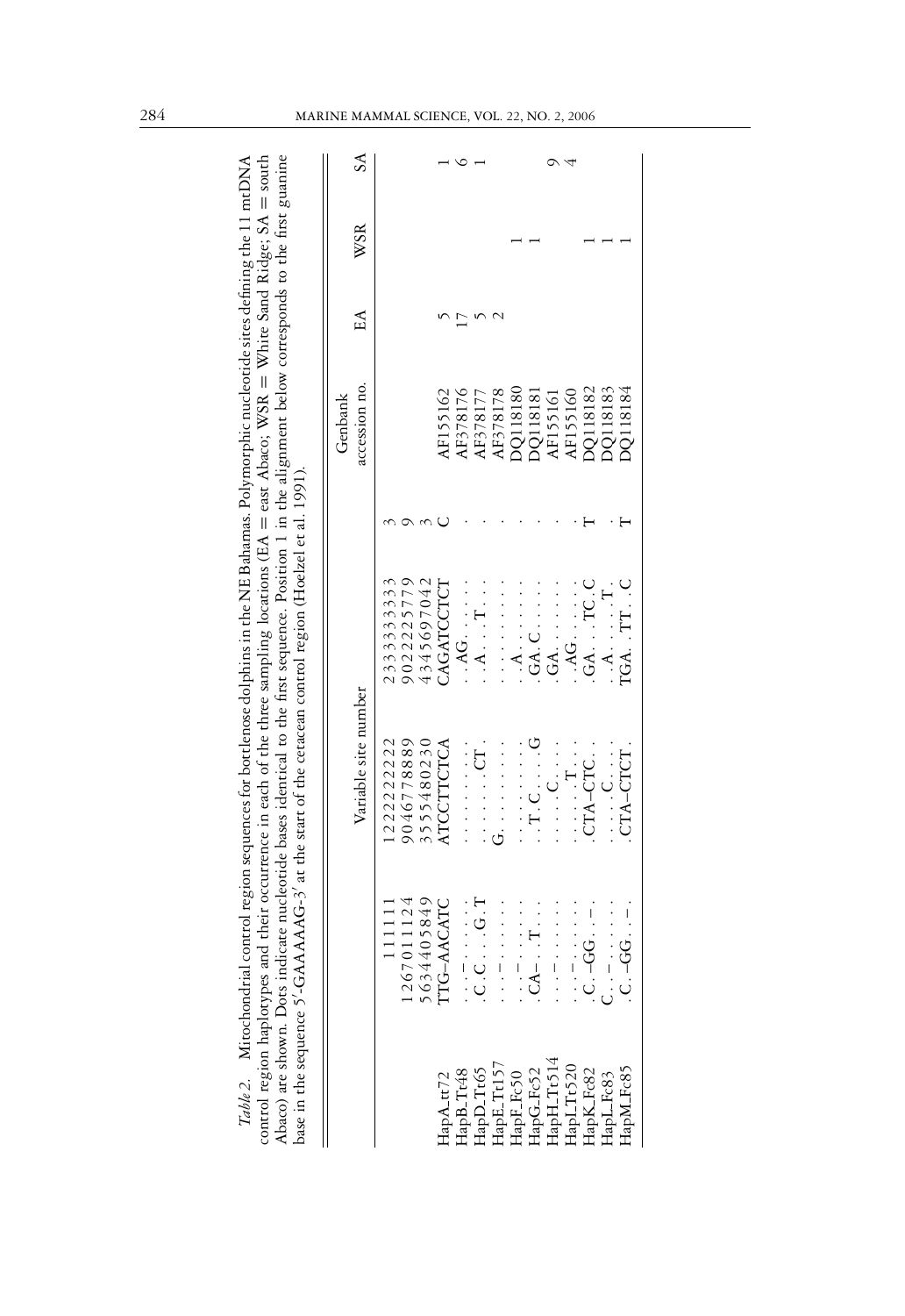*Table 2.* Mitochondrial control region sequences for bottlenose dolphins in the NE Bahamas. Polymorphic nucleotide sites defining the 11 mtDNA control region haplotypes and their occurrence in each of the three sampling locations (EA = east Abaco; WSR = White Sand Ridge; SA = south Abaco) are shown. Dots indicate nucleotide bases identical to the first sequence. Position 1 in the alignment below corresponds to the first guanine base in the sequence 5′-GAAAAAG-3′ at the start of the cetacean control region (Hoelzel et al. 1991).

| | Variable site number | | | | Genbank accession no. | EA | WSR | SA |
|---|---|---|---|---|---|---|---|---|
| | 111111 | 1222222222 | 2333333333 | 3 | | | | |
| | 1267011124 | 9046778889 | 9022225779 | 9 | | | | |
| | 5634405849 | 3555480230 | 4345697042 | 3 | | | | |
| HapA_tt72 | TTG–AACATC | ATCCTTCTCA | CAGATCCTCT | C | AF155162 | 5 | | 1 |
| HapB_Tt48 | ...–...... | .......... | .AG....... | . | AF378176 | 17 | | 6 |
| HapD_Tt65 | .C.C...G.T | ........CT. | ..A...T... | . | AF378177 | 5 | | 1 |
| HapE_Tt157 | ...–...... | G......... | .......... | . | AF378178 | 2 | | |
| HapF_Fc50 | ...–...... | .......... | ..A....... | . | DQ118180 | | 1 | |
| HapG_Fc52 | .CA–..T... | ..T.C....G | .GA.C..... | . | DQ118181 | | 1 | |
| HapH_Tt514 | ...–...... | ......C... | .GA....... | . | AF155161 | | | 9 |
| HapI_Tt520 | ...–...... | .......T.. | .AG....... | . | AF155160 | | | 4 |
| HapK_Fc82 | .C.–GG..–. | .CTA–CTC.. | .GA...TC.C | T | DQ118182 | | 1 | |
| HapL_Fc83 | C..–...... | .....C.... | ..A....T.. | . | DQ118183 | | 1 | |
| HapM_Fc85 | .C.–GG..–. | .CTA–CTCT. | TGA..TT..C | T | DQ118184 | | 1 | |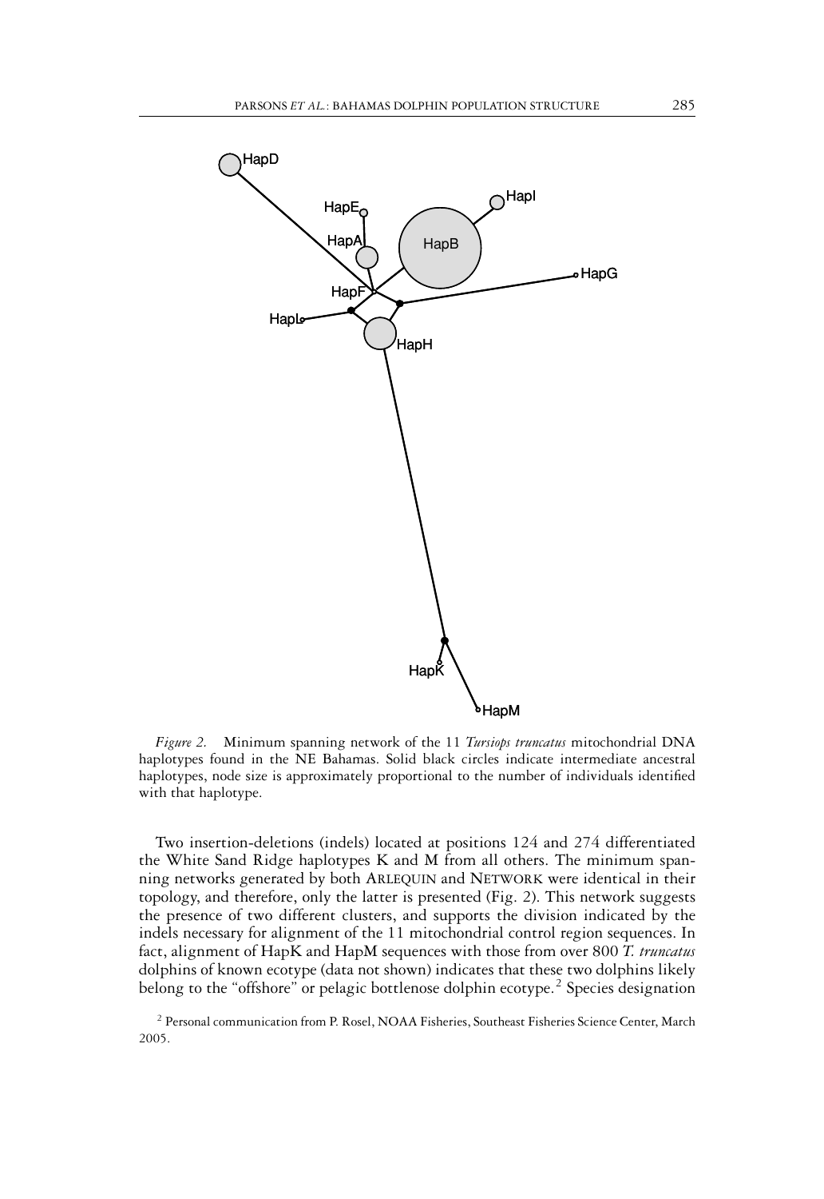*Figure 2.* Minimum spanning network of the 11 *Tursiops truncatus* mitochondrial DNA haplotypes found in the NE Bahamas. Solid black circles indicate intermediate ancestral haplotypes, node size is approximately proportional to the number of individuals identified with that haplotype.

Two insertion-deletions (indels) located at positions 124 and 274 differentiated the White Sand Ridge haplotypes K and M from all others. The minimum spanning networks generated by both ARLEQUIN and NETWORK were identical in their topology, and therefore, only the latter is presented (Fig. 2). This network suggests the presence of two different clusters, and supports the division indicated by the indels necessary for alignment of the 11 mitochondrial control region sequences. In fact, alignment of HapK and HapM sequences with those from over 800 *T. truncatus* dolphins of known ecotype (data not shown) indicates that these two dolphins likely belong to the "offshore" or pelagic bottlenose dolphin ecotype.[2] Species designation

[2] Personal communication from P. Rosel, NOAA Fisheries, Southeast Fisheries Science Center, March 2005.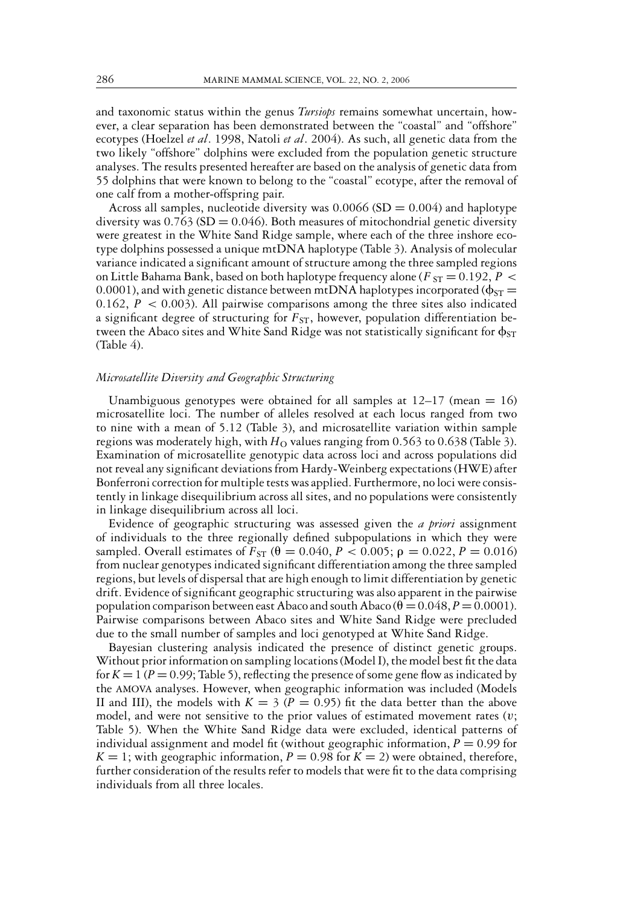and taxonomic status within the genus *Tursiops* remains somewhat uncertain, however, a clear separation has been demonstrated between the "coastal" and "offshore" ecotypes (Hoelzel *et al*. 1998, Natoli *et al*. 2004). As such, all genetic data from the two likely "offshore" dolphins were excluded from the population genetic structure analyses. The results presented hereafter are based on the analysis of genetic data from 55 dolphins that were known to belong to the "coastal" ecotype, after the removal of one calf from a mother-offspring pair.

Across all samples, nucleotide diversity was 0.0066 (SD = 0.004) and haplotype diversity was 0.763 (SD = 0.046). Both measures of mitochondrial genetic diversity were greatest in the White Sand Ridge sample, where each of the three inshore ecotype dolphins possessed a unique mtDNA haplotype (Table 3). Analysis of molecular variance indicated a significant amount of structure among the three sampled regions on Little Bahama Bank, based on both haplotype frequency alone ($F_{ST} = 0.192$, $P < 0.0001$), and with genetic distance between mtDNA haplotypes incorporated ($\phi_{ST} = 0.162$, $P < 0.003$). All pairwise comparisons among the three sites also indicated a significant degree of structuring for $F_{ST}$, however, population differentiation between the Abaco sites and White Sand Ridge was not statistically significant for $\phi_{ST}$ (Table 4).

### *Microsatellite Diversity and Geographic Structuring*

Unambiguous genotypes were obtained for all samples at 12–17 (mean = 16) microsatellite loci. The number of alleles resolved at each locus ranged from two to nine with a mean of 5.12 (Table 3), and microsatellite variation within sample regions was moderately high, with $H_O$ values ranging from 0.563 to 0.638 (Table 3). Examination of microsatellite genotypic data across loci and across populations did not reveal any significant deviations from Hardy-Weinberg expectations (HWE) after Bonferroni correction for multiple tests was applied. Furthermore, no loci were consistently in linkage disequilibrium across all sites, and no populations were consistently in linkage disequilibrium across all loci.

Evidence of geographic structuring was assessed given the *a priori* assignment of individuals to the three regionally defined subpopulations in which they were sampled. Overall estimates of $F_{ST}$ ($\theta = 0.040$, $P < 0.005$; $\rho = 0.022$, $P = 0.016$) from nuclear genotypes indicated significant differentiation among the three sampled regions, but levels of dispersal that are high enough to limit differentiation by genetic drift. Evidence of significant geographic structuring was also apparent in the pairwise population comparison between east Abaco and south Abaco ($\theta = 0.048$, $P = 0.0001$). Pairwise comparisons between Abaco sites and White Sand Ridge were precluded due to the small number of samples and loci genotyped at White Sand Ridge.

Bayesian clustering analysis indicated the presence of distinct genetic groups. Without prior information on sampling locations (Model I), the model best fit the data for $K = 1$ ($P = 0.99$; Table 5), reflecting the presence of some gene flow as indicated by the AMOVA analyses. However, when geographic information was included (Models II and III), the models with $K = 3$ ($P = 0.95$) fit the data better than the above model, and were not sensitive to the prior values of estimated movement rates ($v$; Table 5). When the White Sand Ridge data were excluded, identical patterns of individual assignment and model fit (without geographic information, $P = 0.99$ for $K = 1$; with geographic information, $P = 0.98$ for $K = 2$) were obtained, therefore, further consideration of the results refer to models that were fit to the data comprising individuals from all three locales.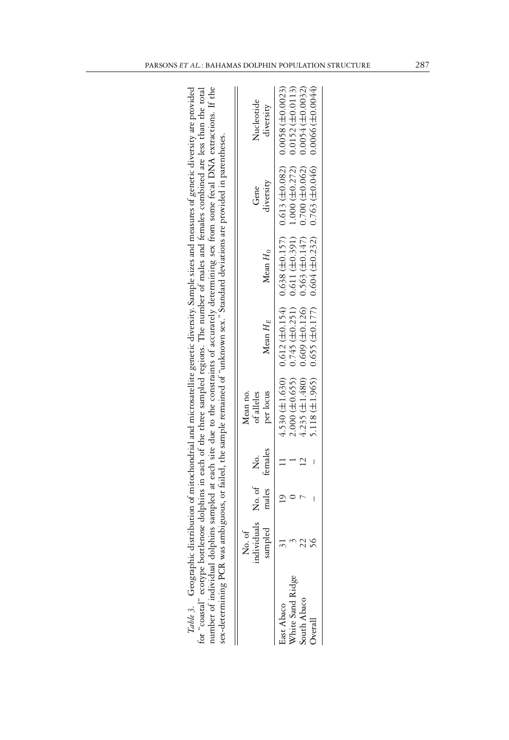*Table 3.* Geographic distribution of mitochondrial and microsatellite genetic diversity. Sample sizes and measures of genetic diversity are provided for "coastal" ecotype bottlenose dolphins in each of the three sampled regions. The number of males and females combined are less than the total number of individual dolphins sampled at each site due to the constraints of accurately determining sex from some fecal DNA extractions. If the sex-determining PCR was ambiguous, or failed, the sample remained of "unknown sex." Standard deviations are provided in parentheses.

| | No. of individuals sampled | No. of males | No. females | Mean no. of alleles per locus | Mean $H_E$ | Mean $H_0$ | Gene diversity | Nucleotide diversity |
|---|---|---|---|---|---|---|---|---|
| East Abaco | 31 | 19 | 11 | 4.530 (±1.630) | 0.612 (±0.154) | 0.638 (±0.157) | 0.613 (±0.082) | 0.0058 (±0.0023) |
| White Sand Ridge | 3 | 0 | 1 | 2.000 (±0.655) | 0.745 (±0.251) | 0.611 (±0.391) | 1.000 (±0.272) | 0.0152 (±0.0113) |
| South Abaco | 22 | 7 | 12 | 4.235 (±1.480) | 0.609 (±0.126) | 0.563 (±0.147) | 0.700 (±0.062) | 0.0054 (±0.0032) |
| Overall | 56 | – | – | 5.118 (±1.965) | 0.655 (±0.177) | 0.604 (±0.232) | 0.763 (±0.046) | 0.0066 (±0.0044) |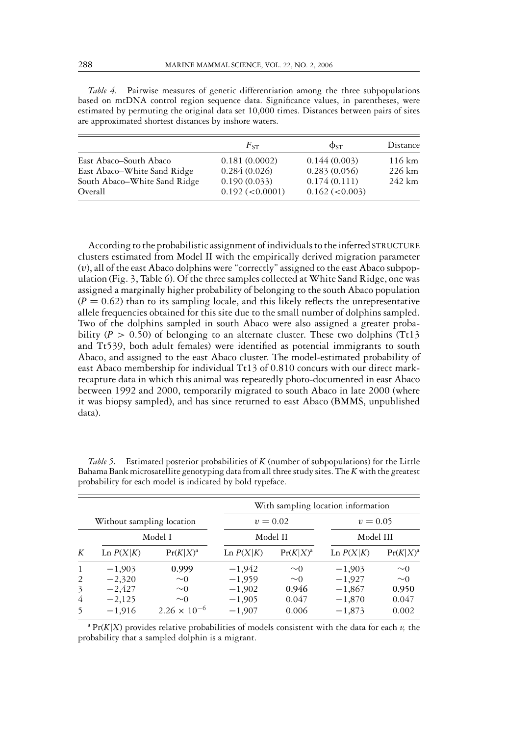*Table 4.* Pairwise measures of genetic differentiation among the three subpopulations based on mtDNA control region sequence data. Significance values, in parentheses, were estimated by permuting the original data set 10,000 times. Distances between pairs of sites are approximated shortest distances by inshore waters.

| | $F_{ST}$ | $\phi_{ST}$ | Distance |
|---|---|---|---|
| East Abaco–South Abaco | 0.181 (0.0002) | 0.144 (0.003) | 116 km |
| East Abaco–White Sand Ridge | 0.284 (0.026) | 0.283 (0.056) | 226 km |
| South Abaco–White Sand Ridge | 0.190 (0.033) | 0.174 (0.111) | 242 km |
| Overall | 0.192 (<0.0001) | 0.162 (<0.003) | |

According to the probabilistic assignment of individuals to the inferred STRUCTURE clusters estimated from Model II with the empirically derived migration parameter ($v$), all of the east Abaco dolphins were "correctly" assigned to the east Abaco subpopulation (Fig. 3, Table 6). Of the three samples collected at White Sand Ridge, one was assigned a marginally higher probability of belonging to the south Abaco population ($P = 0.62$) than to its sampling locale, and this likely reflects the unrepresentative allele frequencies obtained for this site due to the small number of dolphins sampled. Two of the dolphins sampled in south Abaco were also assigned a greater probability ($P > 0.50$) of belonging to an alternate cluster. These two dolphins (Tt13 and Tt539, both adult females) were identified as potential immigrants to south Abaco, and assigned to the east Abaco cluster. The model-estimated probability of east Abaco membership for individual Tt13 of 0.810 concurs with our direct mark-recapture data in which this animal was repeatedly photo-documented in east Abaco between 1992 and 2000, temporarily migrated to south Abaco in late 2000 (where it was biopsy sampled), and has since returned to east Abaco (BMMS, unpublished data).

*Table 5.* Estimated posterior probabilities of $K$ (number of subpopulations) for the Little Bahama Bank microsatellite genotyping data from all three study sites. The $K$ with the greatest probability for each model is indicated by bold typeface.

| | Without sampling location | | With sampling location information | | | |
|---|---|---|---|---|---|---|
| | | | $v = 0.02$ | | $v = 0.05$ | |
| | Model I | | Model II | | Model III | |
| $K$ | Ln $P(X\|K)$ | $\Pr(K\|X)$[a] | Ln $P(X\|K)$ | $\Pr(K\|X)$[a] | Ln $P(X\|K)$ | $\Pr(K\|X)$[a] |
| 1 | −1,903 | **0.999** | −1,942 | ~0 | −1,903 | ~0 |
| 2 | −2,320 | ~0 | −1,959 | ~0 | −1,927 | ~0 |
| 3 | −2,427 | ~0 | −1,902 | **0.946** | −1,867 | **0.950** |
| 4 | −2,125 | ~0 | −1,905 | 0.047 | −1,870 | 0.047 |
| 5 | −1,916 | $2.26 \times 10^{-6}$ | −1,907 | 0.006 | −1,873 | 0.002 |

[a] $\Pr(K|X)$ provides relative probabilities of models consistent with the data for each $v$, the probability that a sampled dolphin is a migrant.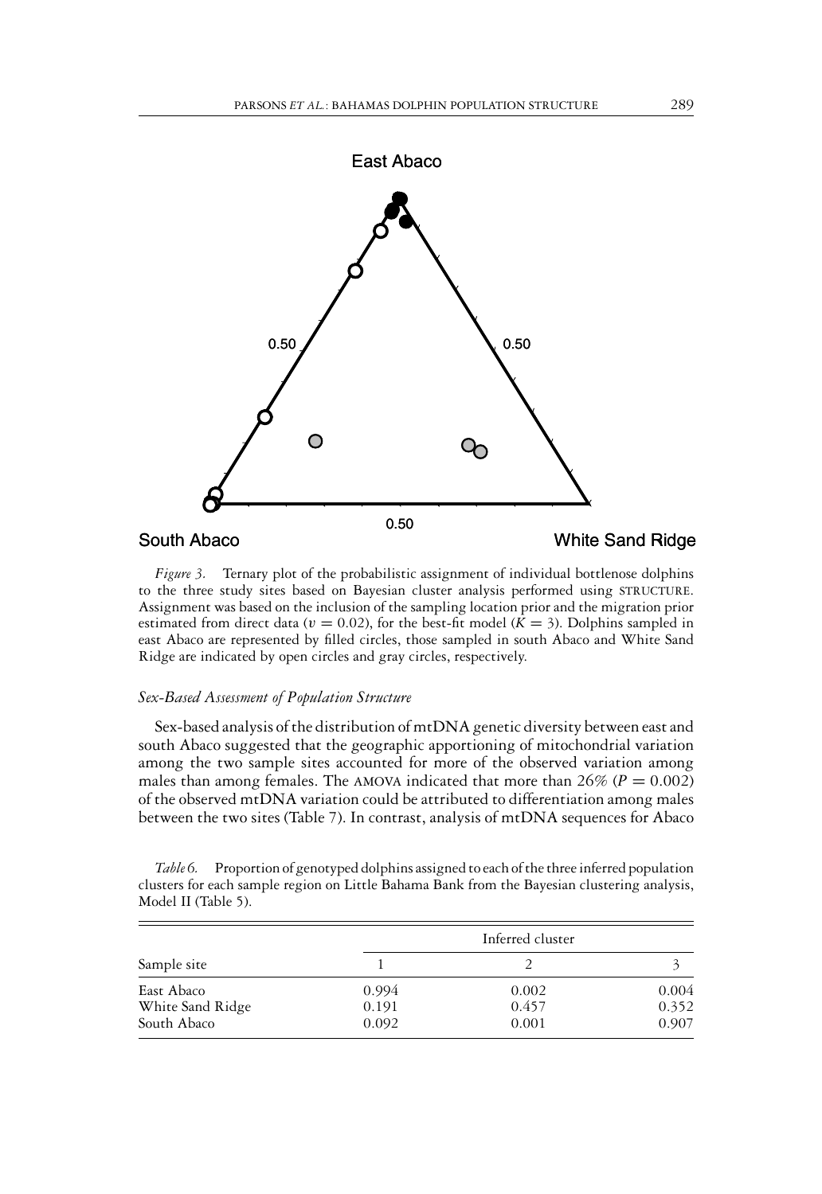*Figure 3.* Ternary plot of the probabilistic assignment of individual bottlenose dolphins to the three study sites based on Bayesian cluster analysis performed using STRUCTURE. Assignment was based on the inclusion of the sampling location prior and the migration prior estimated from direct data ($v = 0.02$), for the best-fit model ($K = 3$). Dolphins sampled in east Abaco are represented by filled circles, those sampled in south Abaco and White Sand Ridge are indicated by open circles and gray circles, respectively.

### *Sex-Based Assessment of Population Structure*

Sex-based analysis of the distribution of mtDNA genetic diversity between east and south Abaco suggested that the geographic apportioning of mitochondrial variation among the two sample sites accounted for more of the observed variation among males than among females. The AMOVA indicated that more than 26% ($P = 0.002$) of the observed mtDNA variation could be attributed to differentiation among males between the two sites (Table 7). In contrast, analysis of mtDNA sequences for Abaco

*Table 6.* Proportion of genotyped dolphins assigned to each of the three inferred population clusters for each sample region on Little Bahama Bank from the Bayesian clustering analysis, Model II (Table 5).

| Sample site | Inferred cluster | | |
|---|---|---|---|
| | 1 | 2 | 3 |
| East Abaco | 0.994 | 0.002 | 0.004 |
| White Sand Ridge | 0.191 | 0.457 | 0.352 |
| South Abaco | 0.092 | 0.001 | 0.907 |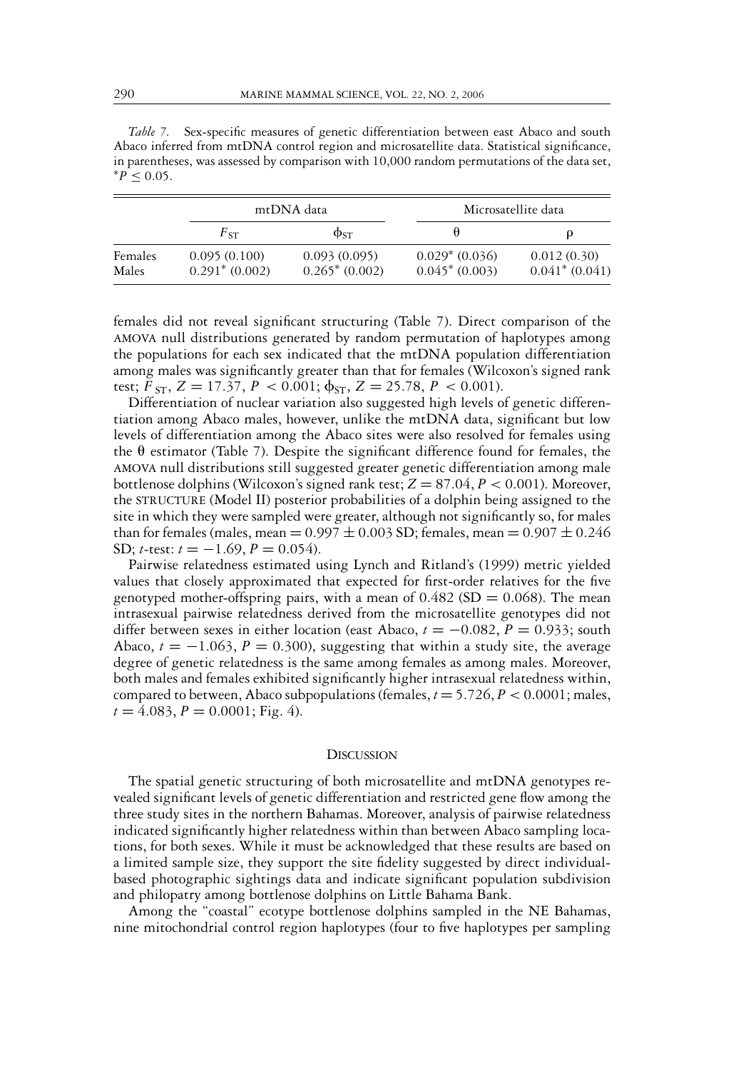*Table 7.* Sex-specific measures of genetic differentiation between east Abaco and south Abaco inferred from mtDNA control region and microsatellite data. Statistical significance, in parentheses, was assessed by comparison with 10,000 random permutations of the data set, $^*P \leq 0.05$.

| | mtDNA data | | Microsatellite data | |
|---|---|---|---|---|
| | $F_{ST}$ | $\phi_{ST}$ | $\theta$ | $\rho$ |
| Females | 0.095 (0.100) | 0.093 (0.095) | 0.029* (0.036) | 0.012 (0.30) |
| Males | 0.291* (0.002) | 0.265* (0.002) | 0.045* (0.003) | 0.041* (0.041) |

females did not reveal significant structuring (Table 7). Direct comparison of the AMOVA null distributions generated by random permutation of haplotypes among the populations for each sex indicated that the mtDNA population differentiation among males was significantly greater than that for females (Wilcoxon's signed rank test; $F_{ST}$, $Z = 17.37$, $P < 0.001$; $\phi_{ST}$, $Z = 25.78$, $P < 0.001$).

Differentiation of nuclear variation also suggested high levels of genetic differentiation among Abaco males, however, unlike the mtDNA data, significant but low levels of differentiation among the Abaco sites were also resolved for females using the $\theta$ estimator (Table 7). Despite the significant difference found for females, the AMOVA null distributions still suggested greater genetic differentiation among male bottlenose dolphins (Wilcoxon's signed rank test; $Z = 87.04$, $P < 0.001$). Moreover, the STRUCTURE (Model II) posterior probabilities of a dolphin being assigned to the site in which they were sampled were greater, although not significantly so, for males than for females (males, mean $= 0.997 \pm 0.003$ SD; females, mean $= 0.907 \pm 0.246$ SD; *t*-test: $t = -1.69$, $P = 0.054$).

Pairwise relatedness estimated using Lynch and Ritland's (1999) metric yielded values that closely approximated that expected for first-order relatives for the five genotyped mother-offspring pairs, with a mean of 0.482 (SD $= 0.068$). The mean intrasexual pairwise relatedness derived from the microsatellite genotypes did not differ between sexes in either location (east Abaco, $t = -0.082$, $P = 0.933$; south Abaco, $t = -1.063$, $P = 0.300$), suggesting that within a study site, the average degree of genetic relatedness is the same among females as among males. Moreover, both males and females exhibited significantly higher intrasexual relatedness within, compared to between, Abaco subpopulations (females, $t = 5.726$, $P < 0.0001$; males, $t = 4.083$, $P = 0.0001$; Fig. 4).

## Discussion

The spatial genetic structuring of both microsatellite and mtDNA genotypes revealed significant levels of genetic differentiation and restricted gene flow among the three study sites in the northern Bahamas. Moreover, analysis of pairwise relatedness indicated significantly higher relatedness within than between Abaco sampling locations, for both sexes. While it must be acknowledged that these results are based on a limited sample size, they support the site fidelity suggested by direct individual-based photographic sightings data and indicate significant population subdivision and philopatry among bottlenose dolphins on Little Bahama Bank.

Among the "coastal" ecotype bottlenose dolphins sampled in the NE Bahamas, nine mitochondrial control region haplotypes (four to five haplotypes per sampling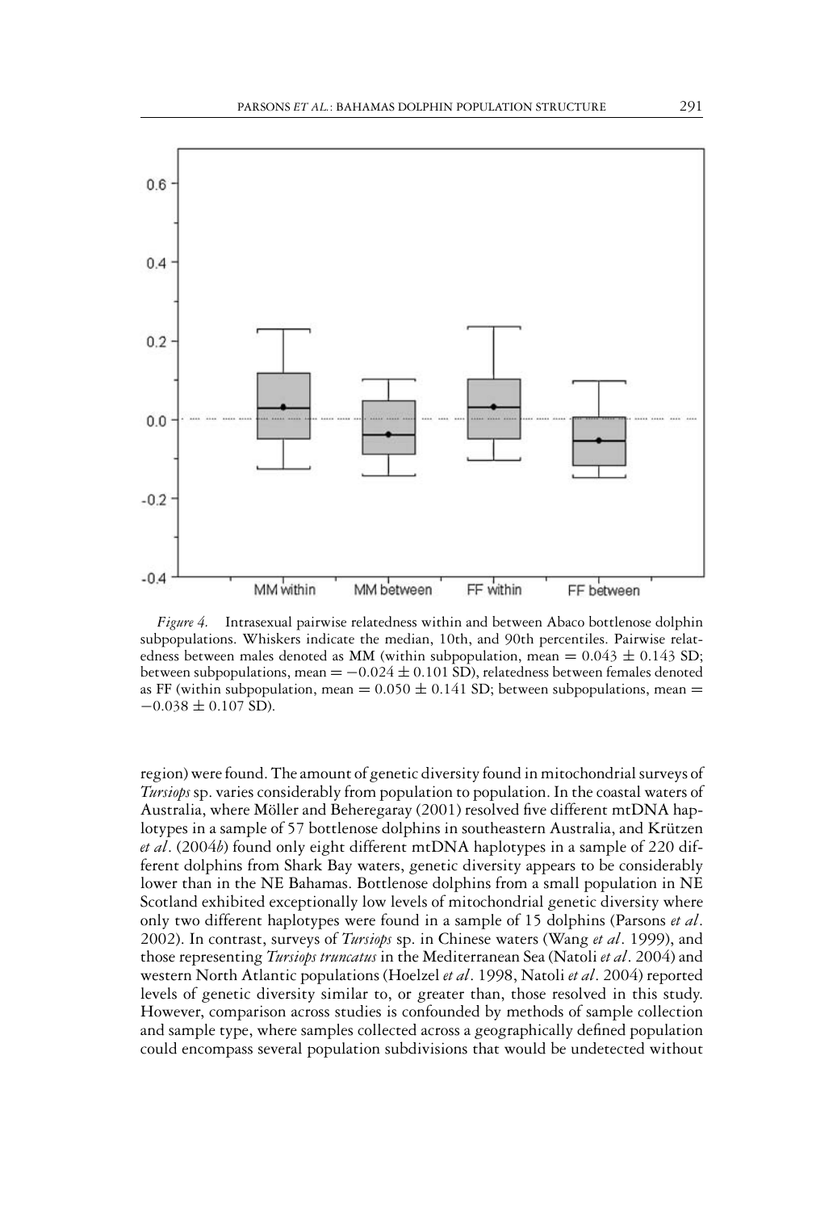*Figure 4.* Intrasexual pairwise relatedness within and between Abaco bottlenose dolphin subpopulations. Whiskers indicate the median, 10th, and 90th percentiles. Pairwise relatedness between males denoted as MM (within subpopulation, mean = $0.043 \pm 0.143$ SD; between subpopulations, mean = $-0.024 \pm 0.101$ SD), relatedness between females denoted as FF (within subpopulation, mean = $0.050 \pm 0.141$ SD; between subpopulations, mean = $-0.038 \pm 0.107$ SD).

region) were found. The amount of genetic diversity found in mitochondrial surveys of *Tursiops* sp. varies considerably from population to population. In the coastal waters of Australia, where Möller and Beheregaray (2001) resolved five different mtDNA haplotypes in a sample of 57 bottlenose dolphins in southeastern Australia, and Krützen *et al*. (2004*b*) found only eight different mtDNA haplotypes in a sample of 220 different dolphins from Shark Bay waters, genetic diversity appears to be considerably lower than in the NE Bahamas. Bottlenose dolphins from a small population in NE Scotland exhibited exceptionally low levels of mitochondrial genetic diversity where only two different haplotypes were found in a sample of 15 dolphins (Parsons *et al*. 2002). In contrast, surveys of *Tursiops* sp. in Chinese waters (Wang *et al*. 1999), and those representing *Tursiops truncatus* in the Mediterranean Sea (Natoli *et al*. 2004) and western North Atlantic populations (Hoelzel *et al*. 1998, Natoli *et al*. 2004) reported levels of genetic diversity similar to, or greater than, those resolved in this study. However, comparison across studies is confounded by methods of sample collection and sample type, where samples collected across a geographically defined population could encompass several population subdivisions that would be undetected without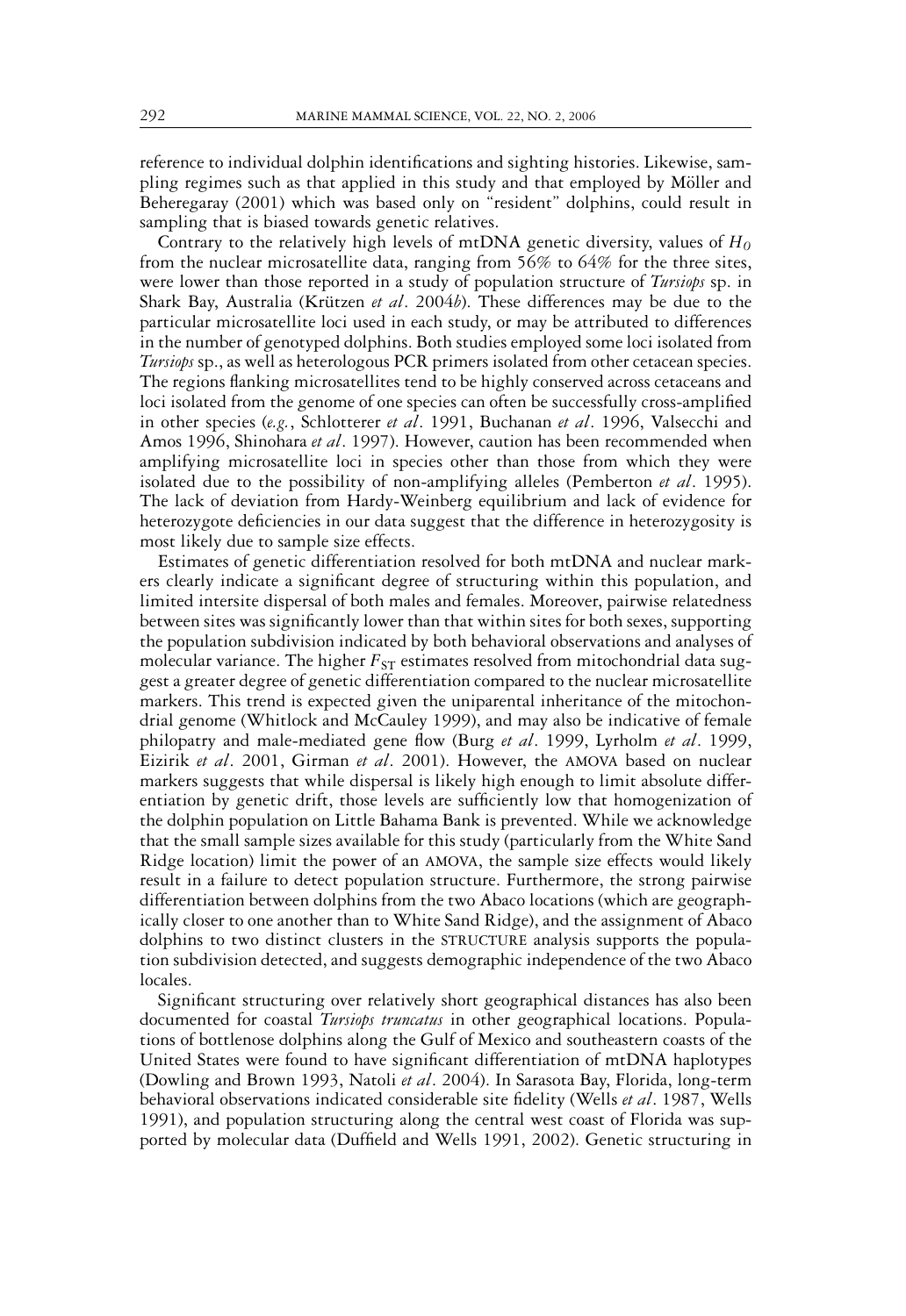reference to individual dolphin identifications and sighting histories. Likewise, sampling regimes such as that applied in this study and that employed by Möller and Beheregaray (2001) which was based only on "resident" dolphins, could result in sampling that is biased towards genetic relatives.

Contrary to the relatively high levels of mtDNA genetic diversity, values of $H_O$ from the nuclear microsatellite data, ranging from 56% to 64% for the three sites, were lower than those reported in a study of population structure of *Tursiops* sp. in Shark Bay, Australia (Krützen *et al*. 2004*b*). These differences may be due to the particular microsatellite loci used in each study, or may be attributed to differences in the number of genotyped dolphins. Both studies employed some loci isolated from *Tursiops* sp., as well as heterologous PCR primers isolated from other cetacean species. The regions flanking microsatellites tend to be highly conserved across cetaceans and loci isolated from the genome of one species can often be successfully cross-amplified in other species (*e.g.*, Schlotterer *et al*. 1991, Buchanan *et al*. 1996, Valsecchi and Amos 1996, Shinohara *et al*. 1997). However, caution has been recommended when amplifying microsatellite loci in species other than those from which they were isolated due to the possibility of non-amplifying alleles (Pemberton *et al*. 1995). The lack of deviation from Hardy-Weinberg equilibrium and lack of evidence for heterozygote deficiencies in our data suggest that the difference in heterozygosity is most likely due to sample size effects.

Estimates of genetic differentiation resolved for both mtDNA and nuclear markers clearly indicate a significant degree of structuring within this population, and limited intersite dispersal of both males and females. Moreover, pairwise relatedness between sites was significantly lower than that within sites for both sexes, supporting the population subdivision indicated by both behavioral observations and analyses of molecular variance. The higher $F_{ST}$ estimates resolved from mitochondrial data suggest a greater degree of genetic differentiation compared to the nuclear microsatellite markers. This trend is expected given the uniparental inheritance of the mitochondrial genome (Whitlock and McCauley 1999), and may also be indicative of female philopatry and male-mediated gene flow (Burg *et al*. 1999, Lyrholm *et al*. 1999, Eizirik *et al*. 2001, Girman *et al*. 2001). However, the AMOVA based on nuclear markers suggests that while dispersal is likely high enough to limit absolute differentiation by genetic drift, those levels are sufficiently low that homogenization of the dolphin population on Little Bahama Bank is prevented. While we acknowledge that the small sample sizes available for this study (particularly from the White Sand Ridge location) limit the power of an AMOVA, the sample size effects would likely result in a failure to detect population structure. Furthermore, the strong pairwise differentiation between dolphins from the two Abaco locations (which are geographically closer to one another than to White Sand Ridge), and the assignment of Abaco dolphins to two distinct clusters in the STRUCTURE analysis supports the population subdivision detected, and suggests demographic independence of the two Abaco locales.

Significant structuring over relatively short geographical distances has also been documented for coastal *Tursiops truncatus* in other geographical locations. Populations of bottlenose dolphins along the Gulf of Mexico and southeastern coasts of the United States were found to have significant differentiation of mtDNA haplotypes (Dowling and Brown 1993, Natoli *et al*. 2004). In Sarasota Bay, Florida, long-term behavioral observations indicated considerable site fidelity (Wells *et al*. 1987, Wells 1991), and population structuring along the central west coast of Florida was supported by molecular data (Duffield and Wells 1991, 2002). Genetic structuring in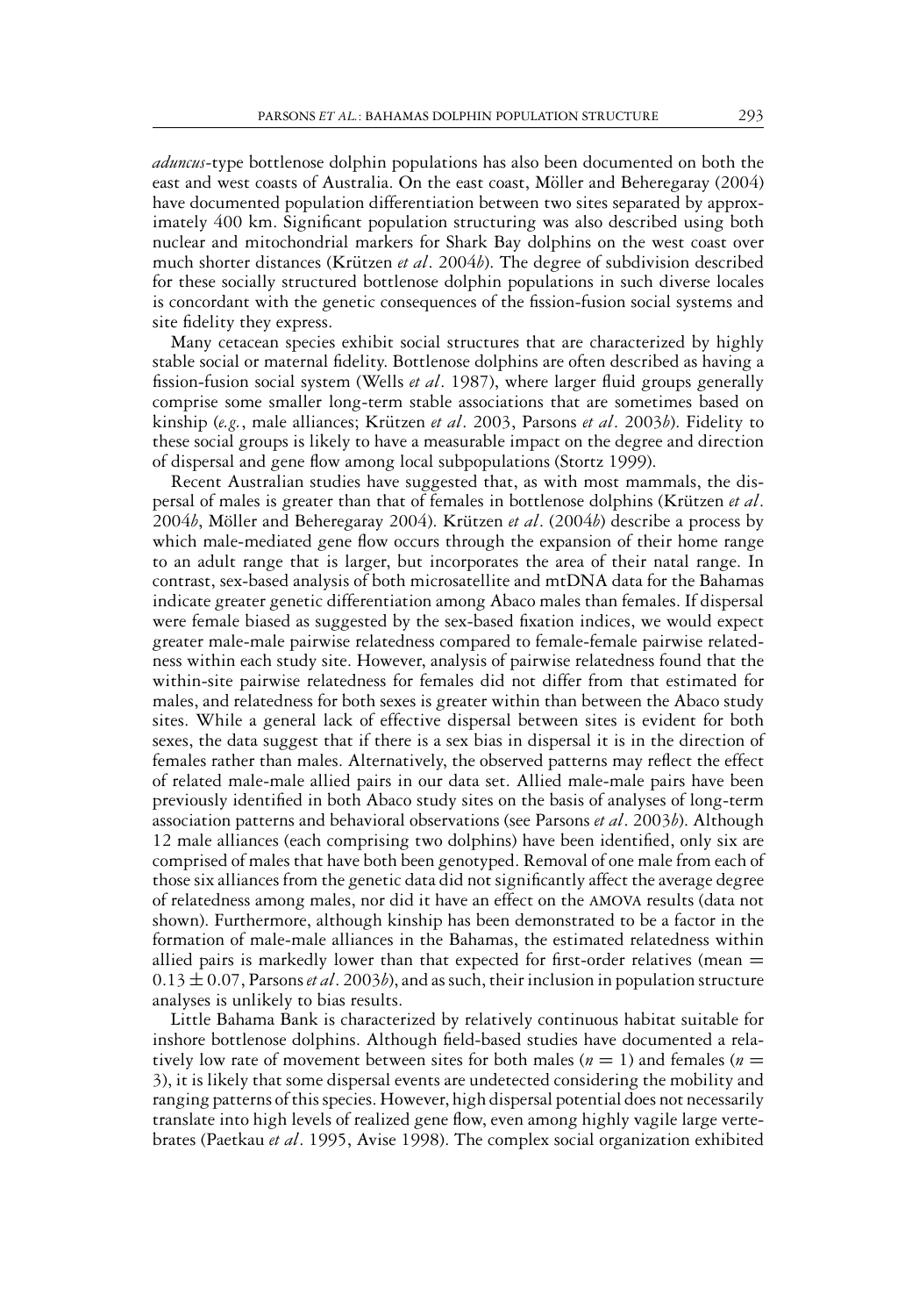*aduncus*-type bottlenose dolphin populations has also been documented on both the east and west coasts of Australia. On the east coast, Möller and Beheregaray (2004) have documented population differentiation between two sites separated by approximately 400 km. Significant population structuring was also described using both nuclear and mitochondrial markers for Shark Bay dolphins on the west coast over much shorter distances (Krützen *et al*. 2004*b*). The degree of subdivision described for these socially structured bottlenose dolphin populations in such diverse locales is concordant with the genetic consequences of the fission-fusion social systems and site fidelity they express.

Many cetacean species exhibit social structures that are characterized by highly stable social or maternal fidelity. Bottlenose dolphins are often described as having a fission-fusion social system (Wells *et al*. 1987), where larger fluid groups generally comprise some smaller long-term stable associations that are sometimes based on kinship (*e.g.*, male alliances; Krützen *et al*. 2003, Parsons *et al*. 2003*b*). Fidelity to these social groups is likely to have a measurable impact on the degree and direction of dispersal and gene flow among local subpopulations (Stortz 1999).

Recent Australian studies have suggested that, as with most mammals, the dispersal of males is greater than that of females in bottlenose dolphins (Krützen *et al*. 2004*b*, Möller and Beheregaray 2004). Krützen *et al*. (2004*b*) describe a process by which male-mediated gene flow occurs through the expansion of their home range to an adult range that is larger, but incorporates the area of their natal range. In contrast, sex-based analysis of both microsatellite and mtDNA data for the Bahamas indicate greater genetic differentiation among Abaco males than females. If dispersal were female biased as suggested by the sex-based fixation indices, we would expect greater male-male pairwise relatedness compared to female-female pairwise relatedness within each study site. However, analysis of pairwise relatedness found that the within-site pairwise relatedness for females did not differ from that estimated for males, and relatedness for both sexes is greater within than between the Abaco study sites. While a general lack of effective dispersal between sites is evident for both sexes, the data suggest that if there is a sex bias in dispersal it is in the direction of females rather than males. Alternatively, the observed patterns may reflect the effect of related male-male allied pairs in our data set. Allied male-male pairs have been previously identified in both Abaco study sites on the basis of analyses of long-term association patterns and behavioral observations (see Parsons *et al*. 2003*b*). Although 12 male alliances (each comprising two dolphins) have been identified, only six are comprised of males that have both been genotyped. Removal of one male from each of those six alliances from the genetic data did not significantly affect the average degree of relatedness among males, nor did it have an effect on the AMOVA results (data not shown). Furthermore, although kinship has been demonstrated to be a factor in the formation of male-male alliances in the Bahamas, the estimated relatedness within allied pairs is markedly lower than that expected for first-order relatives (mean $= 0.13 \pm 0.07$, Parsons *et al*. 2003*b*), and as such, their inclusion in population structure analyses is unlikely to bias results.

Little Bahama Bank is characterized by relatively continuous habitat suitable for inshore bottlenose dolphins. Although field-based studies have documented a relatively low rate of movement between sites for both males ($n = 1$) and females ($n = 3$), it is likely that some dispersal events are undetected considering the mobility and ranging patterns of this species. However, high dispersal potential does not necessarily translate into high levels of realized gene flow, even among highly vagile large vertebrates (Paetkau *et al*. 1995, Avise 1998). The complex social organization exhibited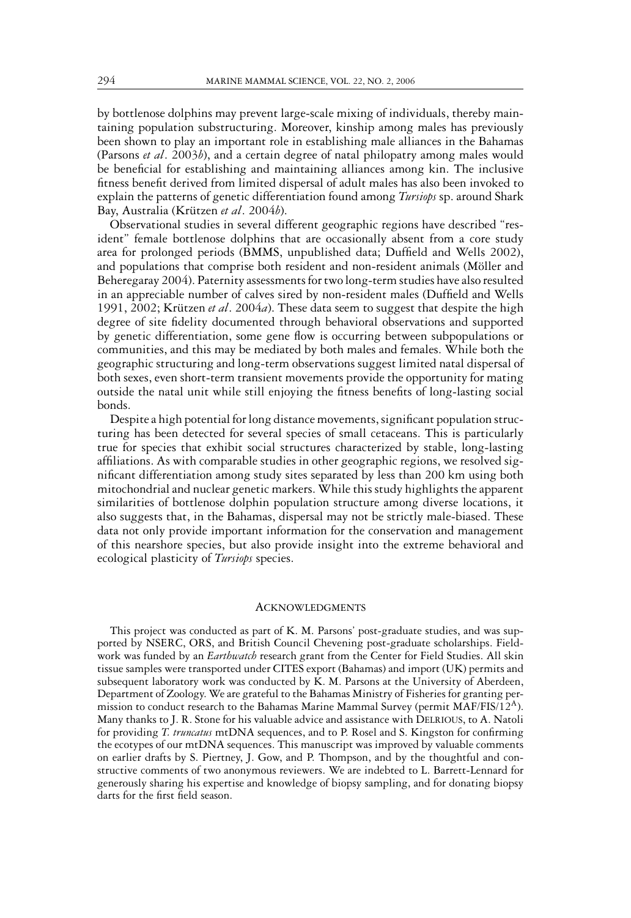by bottlenose dolphins may prevent large-scale mixing of individuals, thereby maintaining population substructuring. Moreover, kinship among males has previously been shown to play an important role in establishing male alliances in the Bahamas (Parsons *et al*. 2003*b*), and a certain degree of natal philopatry among males would be beneficial for establishing and maintaining alliances among kin. The inclusive fitness benefit derived from limited dispersal of adult males has also been invoked to explain the patterns of genetic differentiation found among *Tursiops* sp. around Shark Bay, Australia (Krützen *et al*. 2004*b*).

Observational studies in several different geographic regions have described "resident" female bottlenose dolphins that are occasionally absent from a core study area for prolonged periods (BMMS, unpublished data; Duffield and Wells 2002), and populations that comprise both resident and non-resident animals (Möller and Beheregaray 2004). Paternity assessments for two long-term studies have also resulted in an appreciable number of calves sired by non-resident males (Duffield and Wells 1991, 2002; Krützen *et al*. 2004*a*). These data seem to suggest that despite the high degree of site fidelity documented through behavioral observations and supported by genetic differentiation, some gene flow is occurring between subpopulations or communities, and this may be mediated by both males and females. While both the geographic structuring and long-term observations suggest limited natal dispersal of both sexes, even short-term transient movements provide the opportunity for mating outside the natal unit while still enjoying the fitness benefits of long-lasting social bonds.

Despite a high potential for long distance movements, significant population structuring has been detected for several species of small cetaceans. This is particularly true for species that exhibit social structures characterized by stable, long-lasting affiliations. As with comparable studies in other geographic regions, we resolved significant differentiation among study sites separated by less than 200 km using both mitochondrial and nuclear genetic markers. While this study highlights the apparent similarities of bottlenose dolphin population structure among diverse locations, it also suggests that, in the Bahamas, dispersal may not be strictly male-biased. These data not only provide important information for the conservation and management of this nearshore species, but also provide insight into the extreme behavioral and ecological plasticity of *Tursiops* species.

## ACKNOWLEDGMENTS

This project was conducted as part of K. M. Parsons' post-graduate studies, and was supported by NSERC, ORS, and British Council Chevening post-graduate scholarships. Fieldwork was funded by an *Earthwatch* research grant from the Center for Field Studies. All skin tissue samples were transported under CITES export (Bahamas) and import (UK) permits and subsequent laboratory work was conducted by K. M. Parsons at the University of Aberdeen, Department of Zoology. We are grateful to the Bahamas Ministry of Fisheries for granting permission to conduct research to the Bahamas Marine Mammal Survey (permit MAF/FIS/$12^{A}$). Many thanks to J. R. Stone for his valuable advice and assistance with DELRIOUS, to A. Natoli for providing *T. truncatus* mtDNA sequences, and to P. Rosel and S. Kingston for confirming the ecotypes of our mtDNA sequences. This manuscript was improved by valuable comments on earlier drafts by S. Piertney, J. Gow, and P. Thompson, and by the thoughtful and constructive comments of two anonymous reviewers. We are indebted to L. Barrett-Lennard for generously sharing his expertise and knowledge of biopsy sampling, and for donating biopsy darts for the first field season.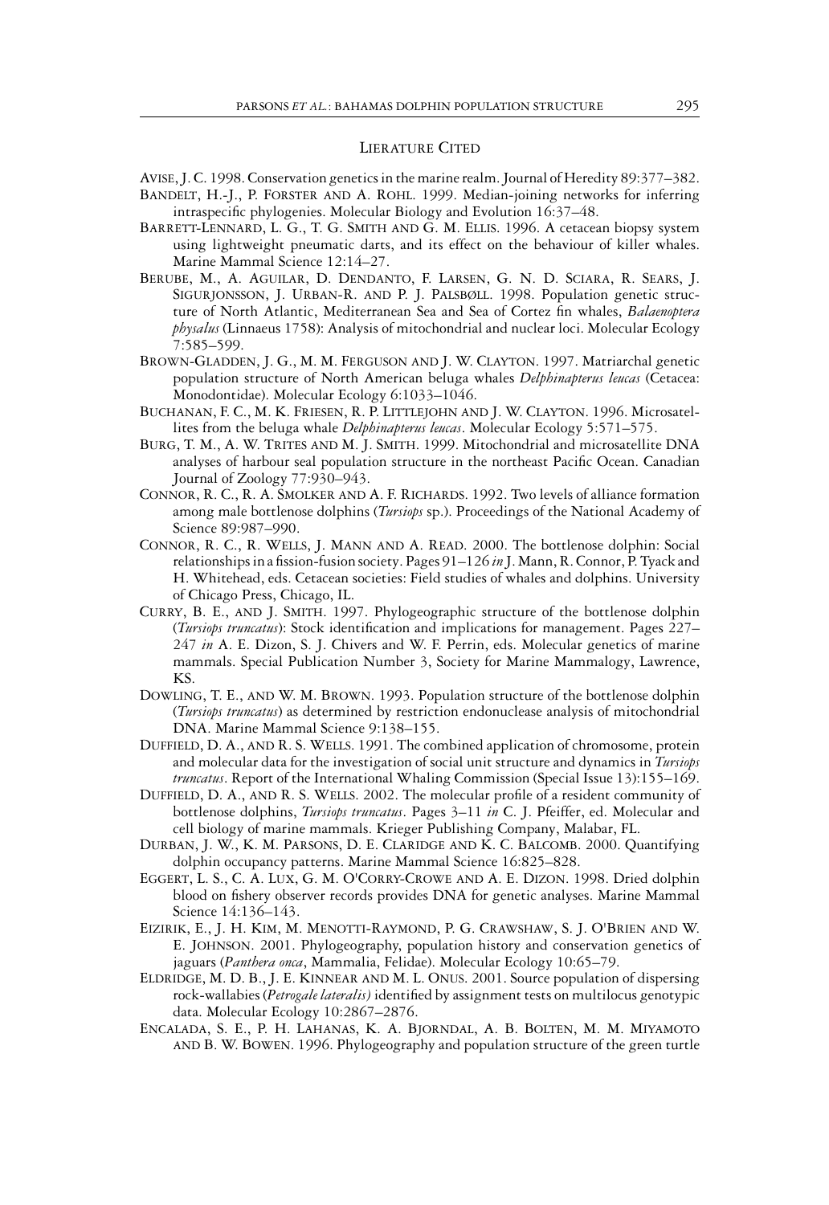## LIERATURE CITED

AVISE, J. C. 1998. Conservation genetics in the marine realm. Journal of Heredity 89:377–382.

BANDELT, H.-J., P. FORSTER AND A. ROHL. 1999. Median-joining networks for inferring intraspecific phylogenies. Molecular Biology and Evolution 16:37–48.

BARRETT-LENNARD, L. G., T. G. SMITH AND G. M. ELLIS. 1996. A cetacean biopsy system using lightweight pneumatic darts, and its effect on the behaviour of killer whales. Marine Mammal Science 12:14–27.

BERUBE, M., A. AGUILAR, D. DENDANTO, F. LARSEN, G. N. D. SCIARA, R. SEARS, J. SIGURJONSSON, J. URBAN-R. AND P. J. PALSBØLL. 1998. Population genetic structure of North Atlantic, Mediterranean Sea and Sea of Cortez fin whales, *Balaenoptera physalus* (Linnaeus 1758): Analysis of mitochondrial and nuclear loci. Molecular Ecology 7:585–599.

BROWN-GLADDEN, J. G., M. M. FERGUSON AND J. W. CLAYTON. 1997. Matriarchal genetic population structure of North American beluga whales *Delphinapterus leucas* (Cetacea: Monodontidae). Molecular Ecology 6:1033–1046.

BUCHANAN, F. C., M. K. FRIESEN, R. P. LITTLEJOHN AND J. W. CLAYTON. 1996. Microsatellites from the beluga whale *Delphinapterus leucas*. Molecular Ecology 5:571–575.

BURG, T. M., A. W. TRITES AND M. J. SMITH. 1999. Mitochondrial and microsatellite DNA analyses of harbour seal population structure in the northeast Pacific Ocean. Canadian Journal of Zoology 77:930–943.

CONNOR, R. C., R. A. SMOLKER AND A. F. RICHARDS. 1992. Two levels of alliance formation among male bottlenose dolphins (*Tursiops* sp.). Proceedings of the National Academy of Science 89:987–990.

CONNOR, R. C., R. WELLS, J. MANN AND A. READ. 2000. The bottlenose dolphin: Social relationships in a fission-fusion society. Pages 91–126 *in* J. Mann, R. Connor, P. Tyack and H. Whitehead, eds. Cetacean societies: Field studies of whales and dolphins. University of Chicago Press, Chicago, IL.

CURRY, B. E., AND J. SMITH. 1997. Phylogeographic structure of the bottlenose dolphin (*Tursiops truncatus*): Stock identification and implications for management. Pages 227–247 *in* A. E. Dizon, S. J. Chivers and W. F. Perrin, eds. Molecular genetics of marine mammals. Special Publication Number 3, Society for Marine Mammalogy, Lawrence, KS.

DOWLING, T. E., AND W. M. BROWN. 1993. Population structure of the bottlenose dolphin (*Tursiops truncatus*) as determined by restriction endonuclease analysis of mitochondrial DNA. Marine Mammal Science 9:138–155.

DUFFIELD, D. A., AND R. S. WELLS. 1991. The combined application of chromosome, protein and molecular data for the investigation of social unit structure and dynamics in *Tursiops truncatus*. Report of the International Whaling Commission (Special Issue 13):155–169.

DUFFIELD, D. A., AND R. S. WELLS. 2002. The molecular profile of a resident community of bottlenose dolphins, *Tursiops truncatus*. Pages 3–11 *in* C. J. Pfeiffer, ed. Molecular and cell biology of marine mammals. Krieger Publishing Company, Malabar, FL.

DURBAN, J. W., K. M. PARSONS, D. E. CLARIDGE AND K. C. BALCOMB. 2000. Quantifying dolphin occupancy patterns. Marine Mammal Science 16:825–828.

EGGERT, L. S., C. A. LUX, G. M. O'CORRY-CROWE AND A. E. DIZON. 1998. Dried dolphin blood on fishery observer records provides DNA for genetic analyses. Marine Mammal Science 14:136–143.

EIZIRIK, E., J. H. KIM, M. MENOTTI-RAYMOND, P. G. CRAWSHAW, S. J. O'BRIEN AND W. E. JOHNSON. 2001. Phylogeography, population history and conservation genetics of jaguars (*Panthera onca*, Mammalia, Felidae). Molecular Ecology 10:65–79.

ELDRIDGE, M. D. B., J. E. KINNEAR AND M. L. ONUS. 2001. Source population of dispersing rock-wallabies (*Petrogale lateralis*) identified by assignment tests on multilocus genotypic data. Molecular Ecology 10:2867–2876.

ENCALADA, S. E., P. H. LAHANAS, K. A. BJORNDAL, A. B. BOLTEN, M. M. MIYAMOTO AND B. W. BOWEN. 1996. Phylogeography and population structure of the green turtle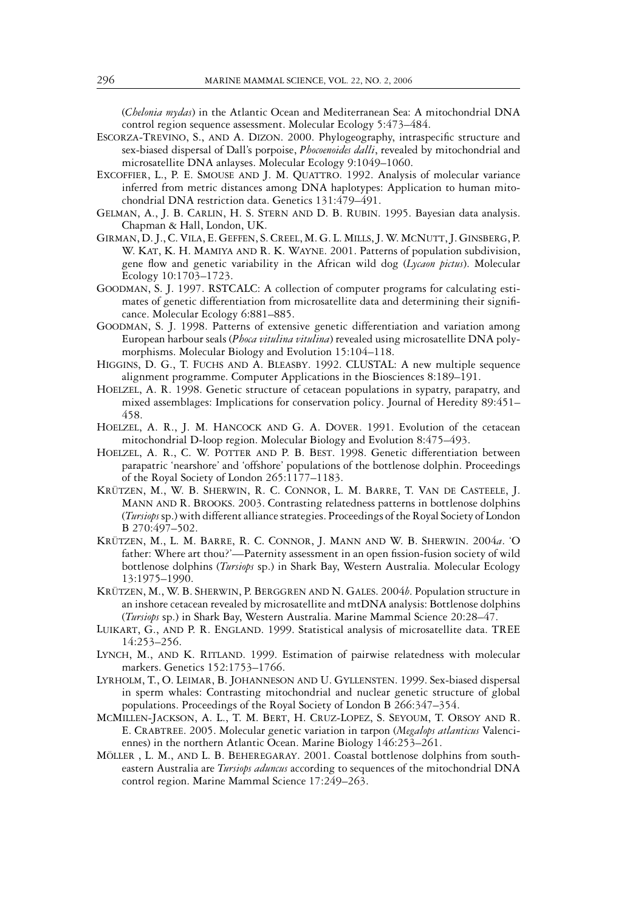(*Chelonia mydas*) in the Atlantic Ocean and Mediterranean Sea: A mitochondrial DNA control region sequence assessment. Molecular Ecology 5:473–484.

ESCORZA-TREVINO, S., AND A. DIZON. 2000. Phylogeography, intraspecific structure and sex-biased dispersal of Dall's porpoise, *Phocoenoides dalli*, revealed by mitochondrial and microsatellite DNA anlayses. Molecular Ecology 9:1049–1060.

EXCOFFIER, L., P. E. SMOUSE AND J. M. QUATTRO. 1992. Analysis of molecular variance inferred from metric distances among DNA haplotypes: Application to human mitochondrial DNA restriction data. Genetics 131:479–491.

GELMAN, A., J. B. CARLIN, H. S. STERN AND D. B. RUBIN. 1995. Bayesian data analysis. Chapman & Hall, London, UK.

GIRMAN, D. J., C. VILA, E. GEFFEN, S. CREEL, M. G. L. MILLS, J. W. MCNUTT, J. GINSBERG, P. W. KAT, K. H. MAMIYA AND R. K. WAYNE. 2001. Patterns of population subdivision, gene flow and genetic variability in the African wild dog (*Lycaon pictus*). Molecular Ecology 10:1703–1723.

GOODMAN, S. J. 1997. RSTCALC: A collection of computer programs for calculating estimates of genetic differentiation from microsatellite data and determining their significance. Molecular Ecology 6:881–885.

GOODMAN, S. J. 1998. Patterns of extensive genetic differentiation and variation among European harbour seals (*Phoca vitulina vitulina*) revealed using microsatellite DNA polymorphisms. Molecular Biology and Evolution 15:104–118.

HIGGINS, D. G., T. FUCHS AND A. BLEASBY. 1992. CLUSTAL: A new multiple sequence alignment programme. Computer Applications in the Biosciences 8:189–191.

HOELZEL, A. R. 1998. Genetic structure of cetacean populations in sypatry, parapatry, and mixed assemblages: Implications for conservation policy. Journal of Heredity 89:451–458.

HOELZEL, A. R., J. M. HANCOCK AND G. A. DOVER. 1991. Evolution of the cetacean mitochondrial D-loop region. Molecular Biology and Evolution 8:475–493.

HOELZEL, A. R., C. W. POTTER AND P. B. BEST. 1998. Genetic differentiation between parapatric 'nearshore' and 'offshore' populations of the bottlenose dolphin. Proceedings of the Royal Society of London 265:1177–1183.

KRÜTZEN, M., W. B. SHERWIN, R. C. CONNOR, L. M. BARRE, T. VAN DE CASTEELE, J. MANN AND R. BROOKS. 2003. Contrasting relatedness patterns in bottlenose dolphins (*Tursiops* sp.) with different alliance strategies. Proceedings of the Royal Society of London B 270:497–502.

KRÜTZEN, M., L. M. BARRE, R. C. CONNOR, J. MANN AND W. B. SHERWIN. 2004*a*. 'O father: Where art thou?'—Paternity assessment in an open fission-fusion society of wild bottlenose dolphins (*Tursiops* sp.) in Shark Bay, Western Australia. Molecular Ecology 13:1975–1990.

KRÜTZEN, M., W. B. SHERWIN, P. BERGGREN AND N. GALES. 2004*b*. Population structure in an inshore cetacean revealed by microsatellite and mtDNA analysis: Bottlenose dolphins (*Tursiops* sp.) in Shark Bay, Western Australia. Marine Mammal Science 20:28–47.

LUIKART, G., AND P. R. ENGLAND. 1999. Statistical analysis of microsatellite data. TREE 14:253–256.

LYNCH, M., AND K. RITLAND. 1999. Estimation of pairwise relatedness with molecular markers. Genetics 152:1753–1766.

LYRHOLM, T., O. LEIMAR, B. JOHANNESON AND U. GYLLENSTEN. 1999. Sex-biased dispersal in sperm whales: Contrasting mitochondrial and nuclear genetic structure of global populations. Proceedings of the Royal Society of London B 266:347–354.

MCMILLEN-JACKSON, A. L., T. M. BERT, H. CRUZ-LOPEZ, S. SEYOUM, T. ORSOY AND R. E. CRABTREE. 2005. Molecular genetic variation in tarpon (*Megalops atlanticus* Valenciennes) in the northern Atlantic Ocean. Marine Biology 146:253–261.

MÖLLER, L. M., AND L. B. BEHEREGARAY. 2001. Coastal bottlenose dolphins from southeastern Australia are *Tursiops aduncus* according to sequences of the mitochondrial DNA control region. Marine Mammal Science 17:249–263.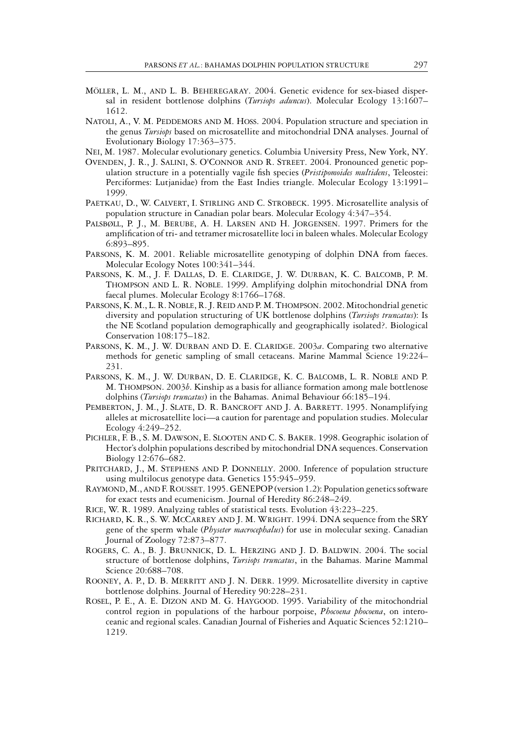MÖLLER, L. M., AND L. B. BEHEREGARAY. 2004. Genetic evidence for sex-biased dispersal in resident bottlenose dolphins (*Tursiops aduncus*). Molecular Ecology 13:1607–1612.

NATOLI, A., V. M. PEDDEMORS AND M. HOSS. 2004. Population structure and speciation in the genus *Tursiops* based on microsatellite and mitochondrial DNA analyses. Journal of Evolutionary Biology 17:363–375.

NEI, M. 1987. Molecular evolutionary genetics. Columbia University Press, New York, NY.

OVENDEN, J. R., J. SALINI, S. O'CONNOR AND R. STREET. 2004. Pronounced genetic population structure in a potentially vagile fish species (*Pristipomoides multidens*, Teleostei: Perciformes: Lutjanidae) from the East Indies triangle. Molecular Ecology 13:1991–1999.

PAETKAU, D., W. CALVERT, I. STIRLING AND C. STROBECK. 1995. Microsatellite analysis of population structure in Canadian polar bears. Molecular Ecology 4:347–354.

PALSBØLL, P. J., M. BERUBE, A. H. LARSEN AND H. JORGENSEN. 1997. Primers for the amplification of tri- and tetramer microsatellite loci in baleen whales. Molecular Ecology 6:893–895.

PARSONS, K. M. 2001. Reliable microsatellite genotyping of dolphin DNA from faeces. Molecular Ecology Notes 100:341–344.

PARSONS, K. M., J. F. DALLAS, D. E. CLARIDGE, J. W. DURBAN, K. C. BALCOMB, P. M. THOMPSON AND L. R. NOBLE. 1999. Amplifying dolphin mitochondrial DNA from faecal plumes. Molecular Ecology 8:1766–1768.

PARSONS, K. M., L. R. NOBLE, R. J. REID AND P. M. THOMPSON. 2002. Mitochondrial genetic diversity and population structuring of UK bottlenose dolphins (*Tursiops truncatus*): Is the NE Scotland population demographically and geographically isolated?. Biological Conservation 108:175–182.

PARSONS, K. M., J. W. DURBAN AND D. E. CLARIDGE. 2003*a*. Comparing two alternative methods for genetic sampling of small cetaceans. Marine Mammal Science 19:224–231.

PARSONS, K. M., J. W. DURBAN, D. E. CLARIDGE, K. C. BALCOMB, L. R. NOBLE AND P. M. THOMPSON. 2003*b*. Kinship as a basis for alliance formation among male bottlenose dolphins (*Tursiops truncatus*) in the Bahamas. Animal Behaviour 66:185–194.

PEMBERTON, J. M., J. SLATE, D. R. BANCROFT AND J. A. BARRETT. 1995. Nonamplifying alleles at microsatellite loci—a caution for parentage and population studies. Molecular Ecology 4:249–252.

PICHLER, F. B., S. M. DAWSON, E. SLOOTEN AND C. S. BAKER. 1998. Geographic isolation of Hector's dolphin populations described by mitochondrial DNA sequences. Conservation Biology 12:676–682.

PRITCHARD, J., M. STEPHENS AND P. DONNELLY. 2000. Inference of population structure using multilocus genotype data. Genetics 155:945–959.

RAYMOND, M., AND F. ROUSSET. 1995. GENEPOP (version 1.2): Population genetics software for exact tests and ecumenicism. Journal of Heredity 86:248–249.

RICE, W. R. 1989. Analyzing tables of statistical tests. Evolution 43:223–225.

RICHARD, K. R., S. W. MCCARREY AND J. M. WRIGHT. 1994. DNA sequence from the SRY gene of the sperm whale (*Physeter macrocephalus*) for use in molecular sexing. Canadian Journal of Zoology 72:873–877.

ROGERS, C. A., B. J. BRUNNICK, D. L. HERZING AND J. D. BALDWIN. 2004. The social structure of bottlenose dolphins, *Tursiops truncatus*, in the Bahamas. Marine Mammal Science 20:688–708.

ROONEY, A. P., D. B. MERRITT AND J. N. DERR. 1999. Microsatellite diversity in captive bottlenose dolphins. Journal of Heredity 90:228–231.

ROSEL, P. E., A. E. DIZON AND M. G. HAYGOOD. 1995. Variability of the mitochondrial control region in populations of the harbour porpoise, *Phocoena phocoena*, on interoceanic and regional scales. Canadian Journal of Fisheries and Aquatic Sciences 52:1210–1219.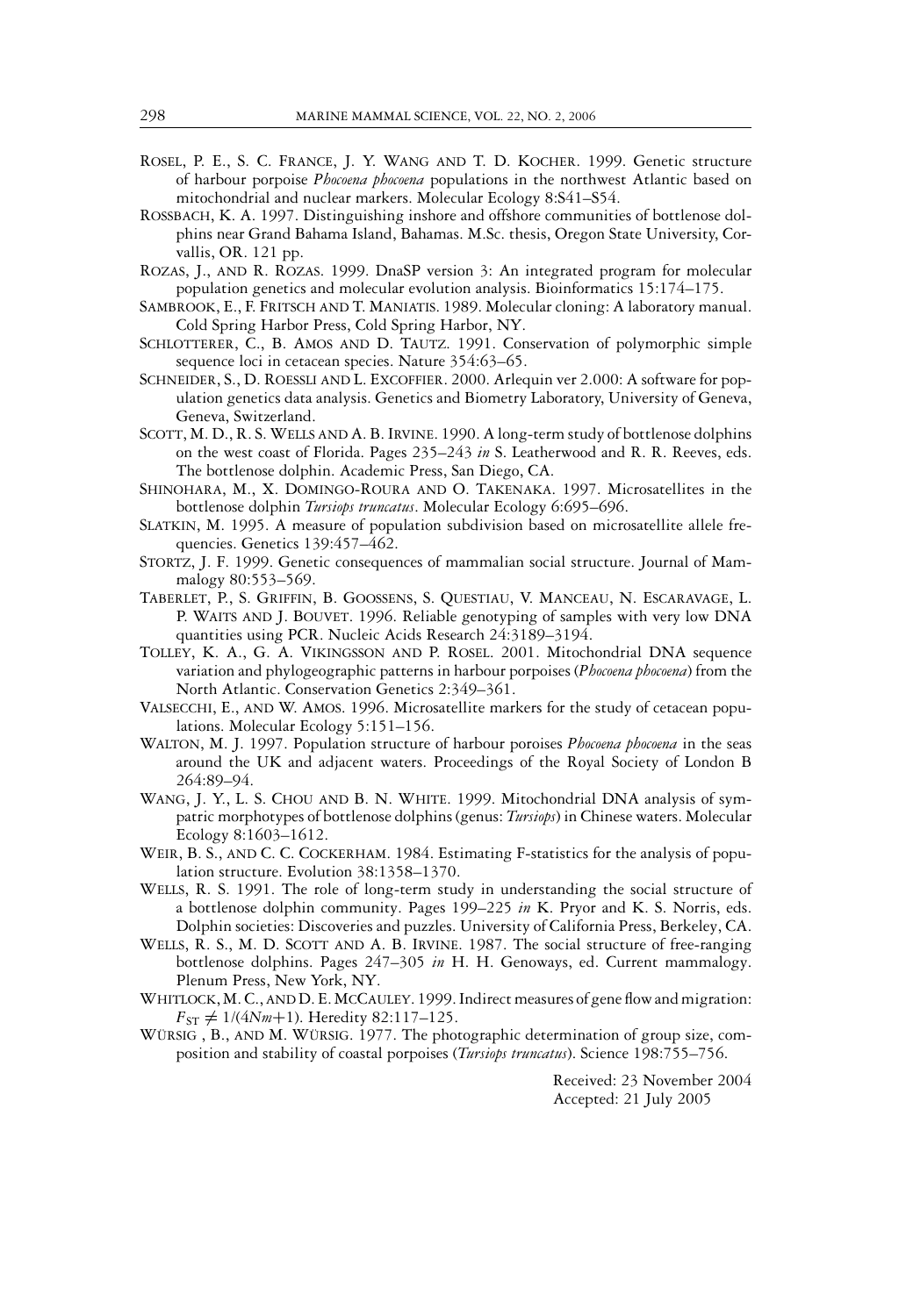Rosel, P. E., S. C. France, J. Y. Wang and T. D. Kocher. 1999. Genetic structure of harbour porpoise *Phocoena phocoena* populations in the northwest Atlantic based on mitochondrial and nuclear markers. Molecular Ecology 8:S41–S54.

Rossbach, K. A. 1997. Distinguishing inshore and offshore communities of bottlenose dolphins near Grand Bahama Island, Bahamas. M.Sc. thesis, Oregon State University, Corvallis, OR. 121 pp.

Rozas, J., and R. Rozas. 1999. DnaSP version 3: An integrated program for molecular population genetics and molecular evolution analysis. Bioinformatics 15:174–175.

Sambrook, E., F. Fritsch and T. Maniatis. 1989. Molecular cloning: A laboratory manual. Cold Spring Harbor Press, Cold Spring Harbor, NY.

Schlotterer, C., B. Amos and D. Tautz. 1991. Conservation of polymorphic simple sequence loci in cetacean species. Nature 354:63–65.

Schneider, S., D. Roessli and L. Excoffier. 2000. Arlequin ver 2.000: A software for population genetics data analysis. Genetics and Biometry Laboratory, University of Geneva, Geneva, Switzerland.

Scott, M. D., R. S. Wells and A. B. Irvine. 1990. A long-term study of bottlenose dolphins on the west coast of Florida. Pages 235–243 *in* S. Leatherwood and R. R. Reeves, eds. The bottlenose dolphin. Academic Press, San Diego, CA.

Shinohara, M., X. Domingo-Roura and O. Takenaka. 1997. Microsatellites in the bottlenose dolphin *Tursiops truncatus*. Molecular Ecology 6:695–696.

Slatkin, M. 1995. A measure of population subdivision based on microsatellite allele frequencies. Genetics 139:457–462.

Stortz, J. F. 1999. Genetic consequences of mammalian social structure. Journal of Mammalogy 80:553–569.

Taberlet, P., S. Griffin, B. Goossens, S. Questiau, V. Manceau, N. Escaravage, L. P. Waits and J. Bouvet. 1996. Reliable genotyping of samples with very low DNA quantities using PCR. Nucleic Acids Research 24:3189–3194.

Tolley, K. A., G. A. Vikingsson and P. Rosel. 2001. Mitochondrial DNA sequence variation and phylogeographic patterns in harbour porpoises (*Phocoena phocoena*) from the North Atlantic. Conservation Genetics 2:349–361.

Valsecchi, E., and W. Amos. 1996. Microsatellite markers for the study of cetacean populations. Molecular Ecology 5:151–156.

Walton, M. J. 1997. Population structure of harbour poroises *Phocoena phocoena* in the seas around the UK and adjacent waters. Proceedings of the Royal Society of London B 264:89–94.

Wang, J. Y., L. S. Chou and B. N. White. 1999. Mitochondrial DNA analysis of sympatric morphotypes of bottlenose dolphins (genus: *Tursiops*) in Chinese waters. Molecular Ecology 8:1603–1612.

Weir, B. S., and C. C. Cockerham. 1984. Estimating F-statistics for the analysis of population structure. Evolution 38:1358–1370.

Wells, R. S. 1991. The role of long-term study in understanding the social structure of a bottlenose dolphin community. Pages 199–225 *in* K. Pryor and K. S. Norris, eds. Dolphin societies: Discoveries and puzzles. University of California Press, Berkeley, CA.

Wells, R. S., M. D. Scott and A. B. Irvine. 1987. The social structure of free-ranging bottlenose dolphins. Pages 247–305 *in* H. H. Genoways, ed. Current mammalogy. Plenum Press, New York, NY.

Whitlock, M. C., and D. E. McCauley. 1999. Indirect measures of gene flow and migration: $F_{ST} \neq 1/(4Nm+1)$. Heredity 82:117–125.

Würsig, B., and M. Würsig. 1977. The photographic determination of group size, composition and stability of coastal porpoises (*Tursiops truncatus*). Science 198:755–756.

Received: 23 November 2004
Accepted: 21 July 2005